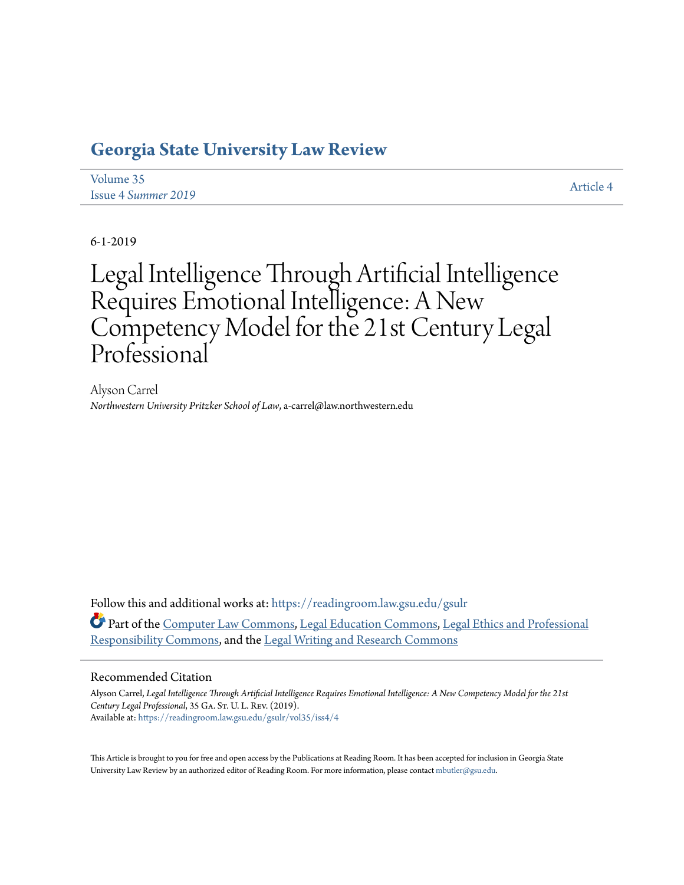# Georgia State University Law Review

Volume 35
Issue 4 *Summer 2019*

Article 4

6-1-2019

# Legal Intelligence Through Artificial Intelligence Requires Emotional Intelligence: A New Competency Model for the 21st Century Legal Professional

Alyson Carrel
*Northwestern University Pritzker School of Law*, a-carrel@law.northwestern.edu

Follow this and additional works at: https://readingroom.law.gsu.edu/gsulr

Part of the Computer Law Commons, Legal Education Commons, Legal Ethics and Professional Responsibility Commons, and the Legal Writing and Research Commons

## Recommended Citation

Alyson Carrel, *Legal Intelligence Through Artificial Intelligence Requires Emotional Intelligence: A New Competency Model for the 21st Century Legal Professional*, 35 Ga. St. U. L. Rev. (2019).
Available at: https://readingroom.law.gsu.edu/gsulr/vol35/iss4/4

This Article is brought to you for free and open access by the Publications at Reading Room. It has been accepted for inclusion in Georgia State University Law Review by an authorized editor of Reading Room. For more information, please contact mbutler@gsu.edu.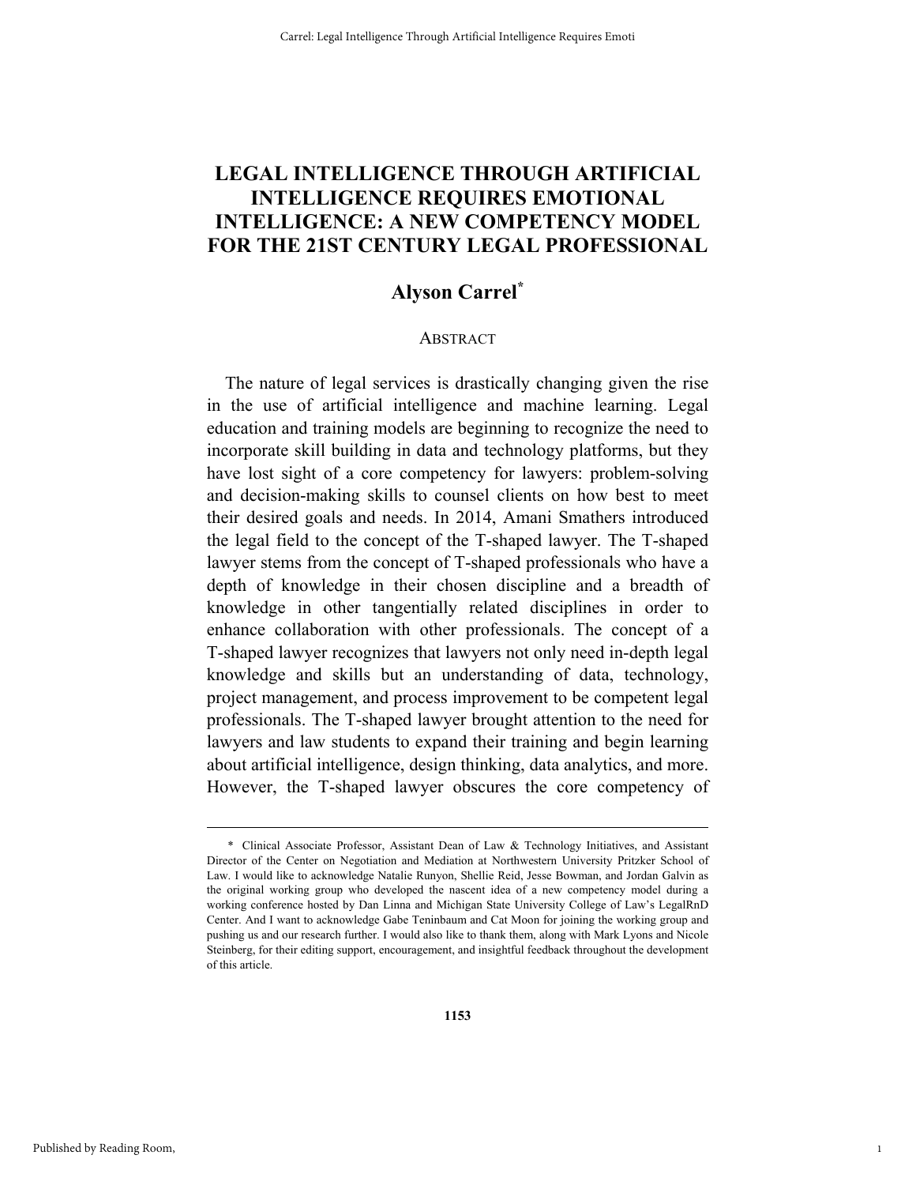# LEGAL INTELLIGENCE THROUGH ARTIFICIAL INTELLIGENCE REQUIRES EMOTIONAL INTELLIGENCE: A NEW COMPETENCY MODEL FOR THE 21ST CENTURY LEGAL PROFESSIONAL

## Alyson Carrel*

### ABSTRACT

The nature of legal services is drastically changing given the rise in the use of artificial intelligence and machine learning. Legal education and training models are beginning to recognize the need to incorporate skill building in data and technology platforms, but they have lost sight of a core competency for lawyers: problem-solving and decision-making skills to counsel clients on how best to meet their desired goals and needs. In 2014, Amani Smathers introduced the legal field to the concept of the T-shaped lawyer. The T-shaped lawyer stems from the concept of T-shaped professionals who have a depth of knowledge in their chosen discipline and a breadth of knowledge in other tangentially related disciplines in order to enhance collaboration with other professionals. The concept of a T-shaped lawyer recognizes that lawyers not only need in-depth legal knowledge and skills but an understanding of data, technology, project management, and process improvement to be competent legal professionals. The T-shaped lawyer brought attention to the need for lawyers and law students to expand their training and begin learning about artificial intelligence, design thinking, data analytics, and more. However, the T-shaped lawyer obscures the core competency of

---

\* Clinical Associate Professor, Assistant Dean of Law & Technology Initiatives, and Assistant Director of the Center on Negotiation and Mediation at Northwestern University Pritzker School of Law. I would like to acknowledge Natalie Runyon, Shellie Reid, Jesse Bowman, and Jordan Galvin as the original working group who developed the nascent idea of a new competency model during a working conference hosted by Dan Linna and Michigan State University College of Law's LegalRnD Center. And I want to acknowledge Gabe Teninbaum and Cat Moon for joining the working group and pushing us and our research further. I would also like to thank them, along with Mark Lyons and Nicole Steinberg, for their editing support, encouragement, and insightful feedback throughout the development of this article.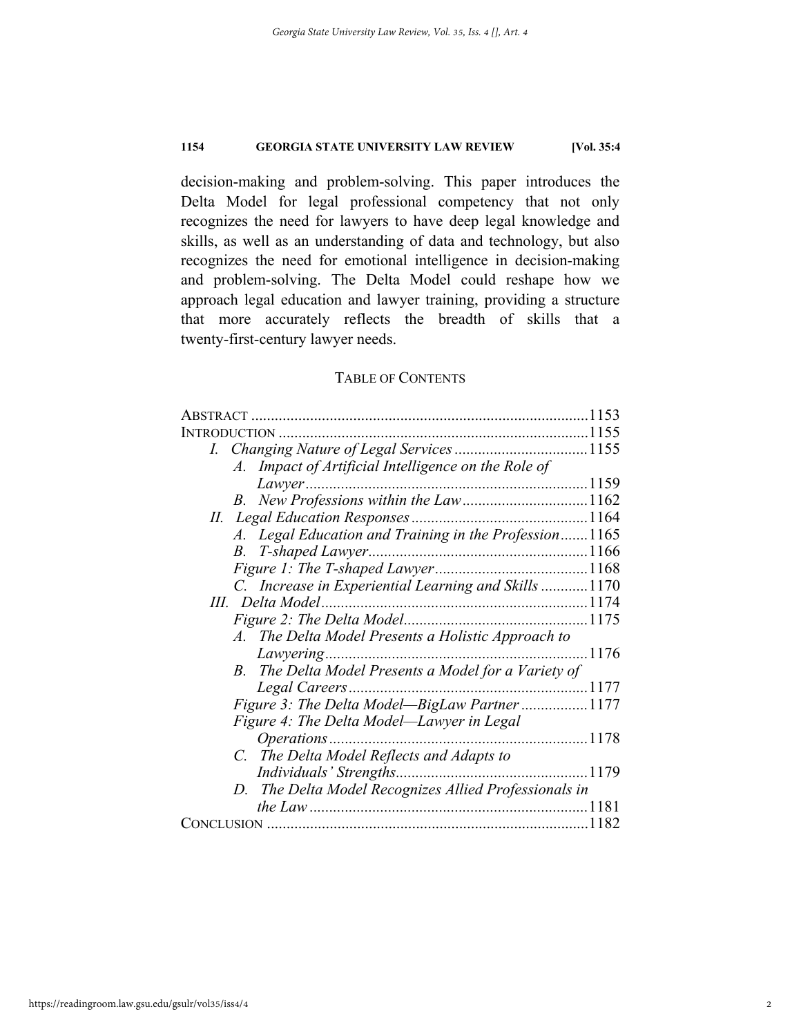decision-making and problem-solving. This paper introduces the Delta Model for legal professional competency that not only recognizes the need for lawyers to have deep legal knowledge and skills, as well as an understanding of data and technology, but also recognizes the need for emotional intelligence in decision-making and problem-solving. The Delta Model could reshape how we approach legal education and lawyer training, providing a structure that more accurately reflects the breadth of skills that a twenty-first-century lawyer needs.

## TABLE OF CONTENTS

ABSTRACT ....................................................................................1153
INTRODUCTION .............................................................................1155
- *I. Changing Nature of Legal Services* .................................1155
  - *A. Impact of Artificial Intelligence on the Role of Lawyer*......................................................................1159
  - *B. New Professions within the Law*...............................1162
- *II. Legal Education Responses*............................................1164
  - *A. Legal Education and Training in the Profession*.......1165
  - *B. T-shaped Lawyer*.......................................................1166
  - *Figure 1: The T-shaped Lawyer*......................................1168
  - *C. Increase in Experiential Learning and Skills* ............1170
- *III. Delta Model*...................................................................1174
  - *Figure 2: The Delta Model*..............................................1175
  - *A. The Delta Model Presents a Holistic Approach to Lawyering*.................................................................1176
  - *B. The Delta Model Presents a Model for a Variety of Legal Careers*............................................................1177
  - *Figure 3: The Delta Model—BigLaw Partner* .................1177
  - *Figure 4: The Delta Model—Lawyer in Legal Operations*.................................................................1178
  - *C. The Delta Model Reflects and Adapts to Individuals' Strengths*................................................1179
  - *D. The Delta Model Recognizes Allied Professionals in the Law* ......................................................................1181

CONCLUSION .................................................................................1182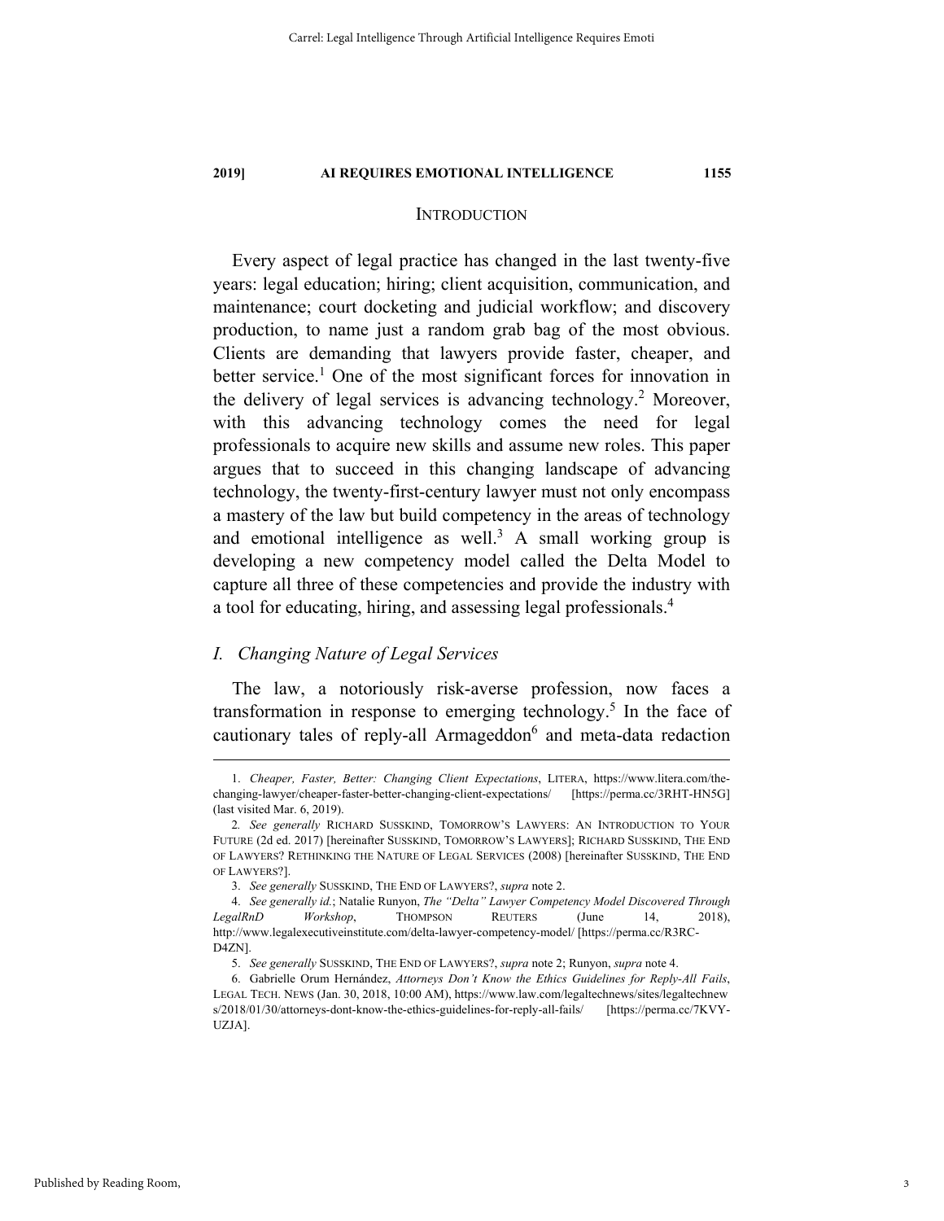## INTRODUCTION

Every aspect of legal practice has changed in the last twenty-five years: legal education; hiring; client acquisition, communication, and maintenance; court docketing and judicial workflow; and discovery production, to name just a random grab bag of the most obvious. Clients are demanding that lawyers provide faster, cheaper, and better service.[1] One of the most significant forces for innovation in the delivery of legal services is advancing technology.[2] Moreover, with this advancing technology comes the need for legal professionals to acquire new skills and assume new roles. This paper argues that to succeed in this changing landscape of advancing technology, the twenty-first-century lawyer must not only encompass a mastery of the law but build competency in the areas of technology and emotional intelligence as well.[3] A small working group is developing a new competency model called the Delta Model to capture all three of these competencies and provide the industry with a tool for educating, hiring, and assessing legal professionals.[4]

### *I. Changing Nature of Legal Services*

The law, a notoriously risk-averse profession, now faces a transformation in response to emerging technology.[5] In the face of cautionary tales of reply-all Armageddon[6] and meta-data redaction

---

1. *Cheaper, Faster, Better: Changing Client Expectations*, LITERA, https://www.litera.com/the-changing-lawyer/cheaper-faster-better-changing-client-expectations/ [https://perma.cc/3RHT-HN5G] (last visited Mar. 6, 2019).

2. *See generally* RICHARD SUSSKIND, TOMORROW'S LAWYERS: AN INTRODUCTION TO YOUR FUTURE (2d ed. 2017) [hereinafter SUSSKIND, TOMORROW'S LAWYERS]; RICHARD SUSSKIND, THE END OF LAWYERS? RETHINKING THE NATURE OF LEGAL SERVICES (2008) [hereinafter SUSSKIND, THE END OF LAWYERS?].

3. *See generally* SUSSKIND, THE END OF LAWYERS?, *supra* note 2.

4. *See generally id.*; Natalie Runyon, *The "Delta" Lawyer Competency Model Discovered Through LegalRnD Workshop*, THOMPSON REUTERS (June 14, 2018), http://www.legalexecutiveinstitute.com/delta-lawyer-competency-model/ [https://perma.cc/R3RC-D4ZN].

5. *See generally* SUSSKIND, THE END OF LAWYERS?, *supra* note 2; Runyon, *supra* note 4.

6. Gabrielle Orum Hernández, *Attorneys Don't Know the Ethics Guidelines for Reply-All Fails*, LEGAL TECH. NEWS (Jan. 30, 2018, 10:00 AM), https://www.law.com/legaltechnews/sites/legaltechnews/2018/01/30/attorneys-dont-know-the-ethics-guidelines-for-reply-all-fails/ [https://perma.cc/7KVY-UZJA].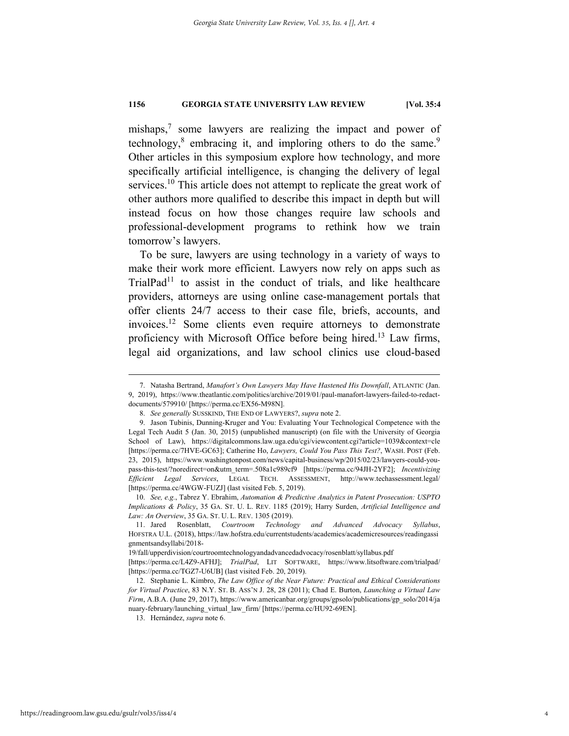mishaps,[7] some lawyers are realizing the impact and power of technology,[8] embracing it, and imploring others to do the same.[9] Other articles in this symposium explore how technology, and more specifically artificial intelligence, is changing the delivery of legal services.[10] This article does not attempt to replicate the great work of other authors more qualified to describe this impact in depth but will instead focus on how those changes require law schools and professional-development programs to rethink how we train tomorrow's lawyers.

To be sure, lawyers are using technology in a variety of ways to make their work more efficient. Lawyers now rely on apps such as TrialPad[11] to assist in the conduct of trials, and like healthcare providers, attorneys are using online case-management portals that offer clients 24/7 access to their case file, briefs, accounts, and invoices.[12] Some clients even require attorneys to demonstrate proficiency with Microsoft Office before being hired.[13] Law firms, legal aid organizations, and law school clinics use cloud-based

---

7. Natasha Bertrand, *Manafort's Own Lawyers May Have Hastened His Downfall*, ATLANTIC (Jan. 9, 2019), https://www.theatlantic.com/politics/archive/2019/01/paul-manafort-lawyers-failed-to-redact-documents/579910/ [https://perma.cc/EX56-M98N].

8. *See generally* SUSSKIND, THE END OF LAWYERS?, *supra* note 2.

9. Jason Tubinis, Dunning-Kruger and You: Evaluating Your Technological Competence with the Legal Tech Audit 5 (Jan. 30, 2015) (unpublished manuscript) (on file with the University of Georgia School of Law), https://digitalcommons.law.uga.edu/cgi/viewcontent.cgi?article=1039&context=cle [https://perma.cc/7HVE-GC63]; Catherine Ho, *Lawyers, Could You Pass This Test?*, WASH. POST (Feb. 23, 2015), https://www.washingtonpost.com/news/capital-business/wp/2015/02/23/lawyers-could-you-pass-this-test/?noredirect=on&utm_term=.508a1c989cf9 [https://perma.cc/94JH-2YF2]; *Incentivizing Efficient Legal Services*, LEGAL TECH. ASSESSMENT, http://www.techassessment.legal/ [https://perma.cc/4WGW-FUZJ] (last visited Feb. 5, 2019).

10. *See, e.g.*, Tabrez Y. Ebrahim, *Automation & Predictive Analytics in Patent Prosecution: USPTO Implications & Policy*, 35 GA. ST. U. L. REV. 1185 (2019); Harry Surden, *Artificial Intelligence and Law: An Overview*, 35 GA. ST. U. L. REV. 1305 (2019).

11. Jared Rosenblatt, *Courtroom Technology and Advanced Advocacy Syllabus*, HOFSTRA U.L. (2018), https://law.hofstra.edu/currentstudents/academics/academicresources/readingassignmentsandsyllabi/2018-19/fall/upperdivision/courtroomtechnologyandadvancedadvocacy/rosenblatt/syllabus.pdf [https://perma.cc/L4Z9-AFHJ]; *TrialPad*, LIT SOFTWARE, https://www.litsoftware.com/trialpad/ [https://perma.cc/TGZ7-U6UB] (last visited Feb. 20, 2019).

12. Stephanie L. Kimbro, *The Law Office of the Near Future: Practical and Ethical Considerations for Virtual Practice*, 83 N.Y. ST. B. ASS'N J. 28, 28 (2011); Chad E. Burton, *Launching a Virtual Law Firm*, A.B.A. (June 29, 2017), https://www.americanbar.org/groups/gpsolo/publications/gp_solo/2014/january-february/launching_virtual_law_firm/ [https://perma.cc/HU92-69EN].

13. Hernández, *supra* note 6.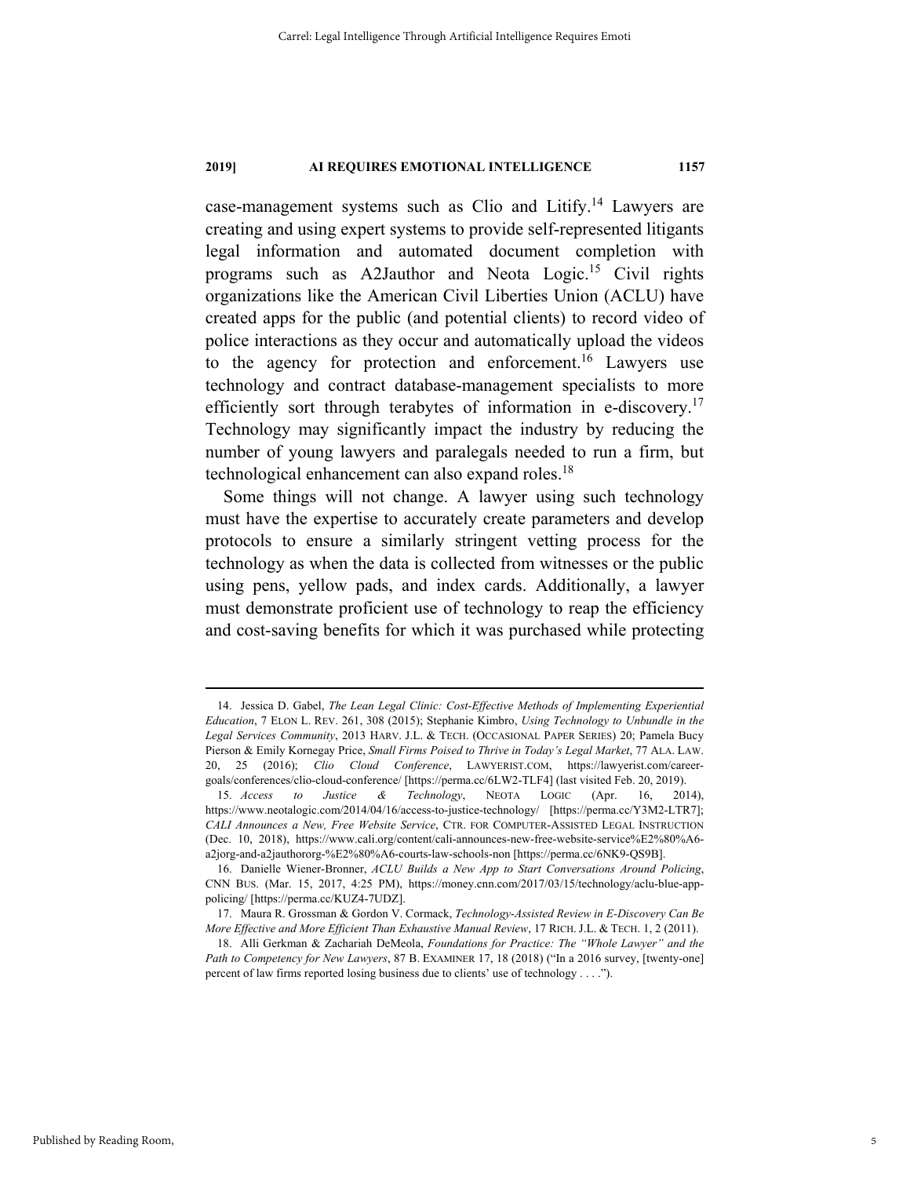case-management systems such as Clio and Litify.[14] Lawyers are creating and using expert systems to provide self-represented litigants legal information and automated document completion with programs such as A2Jauthor and Neota Logic.[15] Civil rights organizations like the American Civil Liberties Union (ACLU) have created apps for the public (and potential clients) to record video of police interactions as they occur and automatically upload the videos to the agency for protection and enforcement.[16] Lawyers use technology and contract database-management specialists to more efficiently sort through terabytes of information in e-discovery.[17] Technology may significantly impact the industry by reducing the number of young lawyers and paralegals needed to run a firm, but technological enhancement can also expand roles.[18]

Some things will not change. A lawyer using such technology must have the expertise to accurately create parameters and develop protocols to ensure a similarly stringent vetting process for the technology as when the data is collected from witnesses or the public using pens, yellow pads, and index cards. Additionally, a lawyer must demonstrate proficient use of technology to reap the efficiency and cost-saving benefits for which it was purchased while protecting

---

14. Jessica D. Gabel, *The Lean Legal Clinic: Cost-Effective Methods of Implementing Experiential Education*, 7 ELON L. REV. 261, 308 (2015); Stephanie Kimbro, *Using Technology to Unbundle in the Legal Services Community*, 2013 HARV. J.L. & TECH. (OCCASIONAL PAPER SERIES) 20; Pamela Bucy Pierson & Emily Kornegay Price, *Small Firms Poised to Thrive in Today's Legal Market*, 77 ALA. LAW. 20, 25 (2016); *Clio Cloud Conference*, LAWYERIST.COM, https://lawyerist.com/career-goals/conferences/clio-cloud-conference/ [https://perma.cc/6LW2-TLF4] (last visited Feb. 20, 2019).

15. *Access to Justice & Technology*, NEOTA LOGIC (Apr. 16, 2014), https://www.neotalogic.com/2014/04/16/access-to-justice-technology/ [https://perma.cc/Y3M2-LTR7]; *CALI Announces a New, Free Website Service*, CTR. FOR COMPUTER-ASSISTED LEGAL INSTRUCTION (Dec. 10, 2018), https://www.cali.org/content/cali-announces-new-free-website-service%E2%80%A6-a2jorg-and-a2jauthororg-%E2%80%A6-courts-law-schools-non [https://perma.cc/6NK9-QS9B].

16. Danielle Wiener-Bronner, *ACLU Builds a New App to Start Conversations Around Policing*, CNN BUS. (Mar. 15, 2017, 4:25 PM), https://money.cnn.com/2017/03/15/technology/aclu-blue-app-policing/ [https://perma.cc/KUZ4-7UDZ].

17. Maura R. Grossman & Gordon V. Cormack, *Technology-Assisted Review in E-Discovery Can Be More Effective and More Efficient Than Exhaustive Manual Review*, 17 RICH. J.L. & TECH. 1, 2 (2011).

18. Alli Gerkman & Zachariah DeMeola, *Foundations for Practice: The "Whole Lawyer" and the Path to Competency for New Lawyers*, 87 B. EXAMINER 17, 18 (2018) ("In a 2016 survey, [twenty-one] percent of law firms reported losing business due to clients' use of technology . . . .").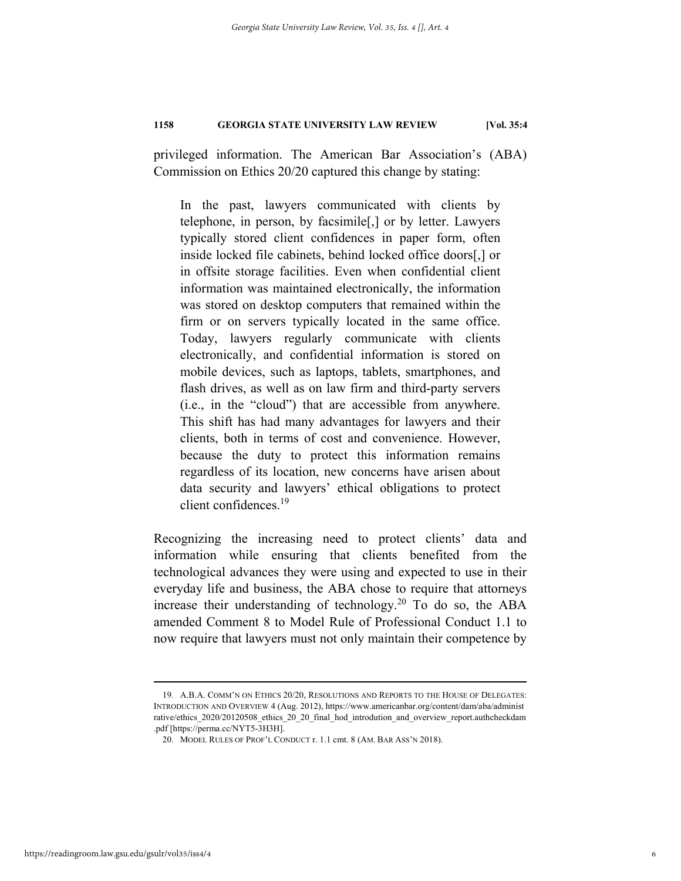privileged information. The American Bar Association's (ABA) Commission on Ethics 20/20 captured this change by stating:

> In the past, lawyers communicated with clients by telephone, in person, by facsimile[,] or by letter. Lawyers typically stored client confidences in paper form, often inside locked file cabinets, behind locked office doors[,] or in offsite storage facilities. Even when confidential client information was maintained electronically, the information was stored on desktop computers that remained within the firm or on servers typically located in the same office. Today, lawyers regularly communicate with clients electronically, and confidential information is stored on mobile devices, such as laptops, tablets, smartphones, and flash drives, as well as on law firm and third-party servers (i.e., in the "cloud") that are accessible from anywhere. This shift has had many advantages for lawyers and their clients, both in terms of cost and convenience. However, because the duty to protect this information remains regardless of its location, new concerns have arisen about data security and lawyers' ethical obligations to protect client confidences.[19]

Recognizing the increasing need to protect clients' data and information while ensuring that clients benefited from the technological advances they were using and expected to use in their everyday life and business, the ABA chose to require that attorneys increase their understanding of technology.[20] To do so, the ABA amended Comment 8 to Model Rule of Professional Conduct 1.1 to now require that lawyers must not only maintain their competence by

---

19. A.B.A. COMM'N ON ETHICS 20/20, RESOLUTIONS AND REPORTS TO THE HOUSE OF DELEGATES: INTRODUCTION AND OVERVIEW 4 (Aug. 2012), https://www.americanbar.org/content/dam/aba/administrative/ethics_2020/20120508_ethics_20_20_final_hod_introdution_and_overview_report.authcheckdam.pdf [https://perma.cc/NYT5-3H3H].

20. MODEL RULES OF PROF'L CONDUCT r. 1.1 cmt. 8 (AM. BAR ASS'N 2018).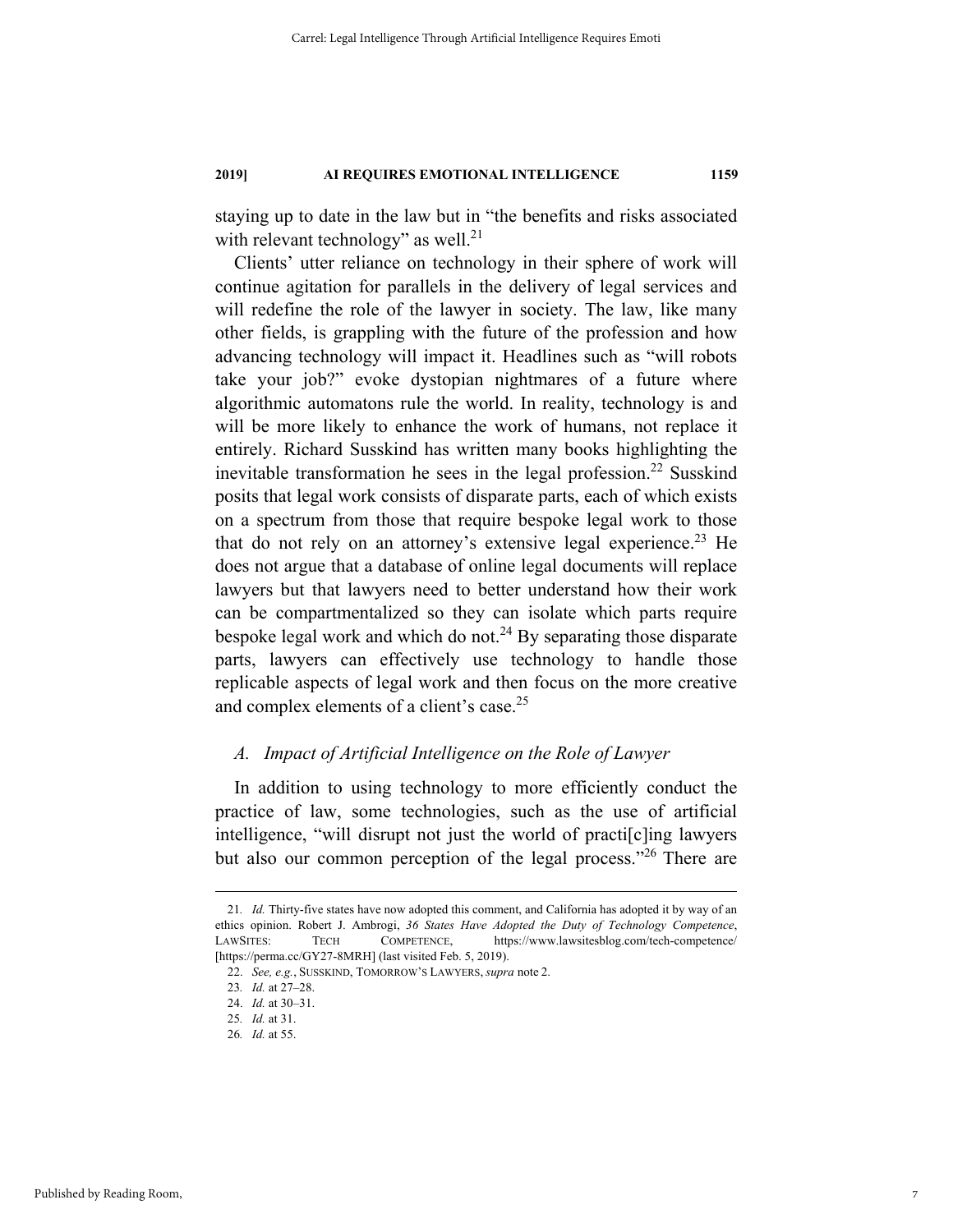staying up to date in the law but in "the benefits and risks associated with relevant technology" as well.[21]

Clients' utter reliance on technology in their sphere of work will continue agitation for parallels in the delivery of legal services and will redefine the role of the lawyer in society. The law, like many other fields, is grappling with the future of the profession and how advancing technology will impact it. Headlines such as "will robots take your job?" evoke dystopian nightmares of a future where algorithmic automatons rule the world. In reality, technology is and will be more likely to enhance the work of humans, not replace it entirely. Richard Susskind has written many books highlighting the inevitable transformation he sees in the legal profession.[22] Susskind posits that legal work consists of disparate parts, each of which exists on a spectrum from those that require bespoke legal work to those that do not rely on an attorney's extensive legal experience.[23] He does not argue that a database of online legal documents will replace lawyers but that lawyers need to better understand how their work can be compartmentalized so they can isolate which parts require bespoke legal work and which do not.[24] By separating those disparate parts, lawyers can effectively use technology to handle those replicable aspects of legal work and then focus on the more creative and complex elements of a client's case.[25]

### *A. Impact of Artificial Intelligence on the Role of Lawyer*

In addition to using technology to more efficiently conduct the practice of law, some technologies, such as the use of artificial intelligence, "will disrupt not just the world of practi[c]ing lawyers but also our common perception of the legal process."[26] There are

---

21. *Id.* Thirty-five states have now adopted this comment, and California has adopted it by way of an ethics opinion. Robert J. Ambrogi, *36 States Have Adopted the Duty of Technology Competence*, LAWSITES: TECH COMPETENCE, https://www.lawsitesblog.com/tech-competence/ [https://perma.cc/GY27-8MRH] (last visited Feb. 5, 2019).

22. *See, e.g.*, SUSSKIND, TOMORROW'S LAWYERS, *supra* note 2.

23. *Id.* at 27–28.

24. *Id.* at 30–31.

25. *Id.* at 31.

26. *Id.* at 55.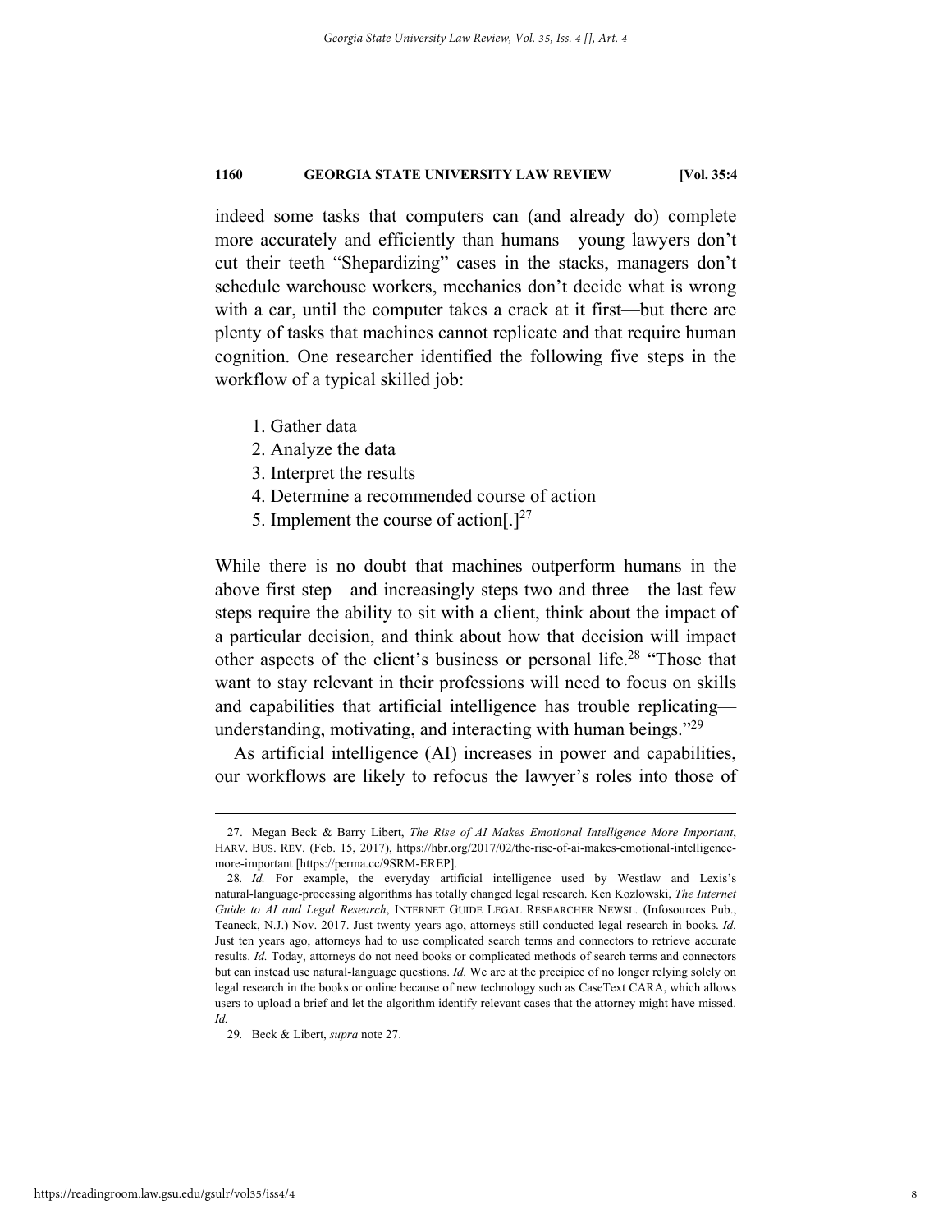indeed some tasks that computers can (and already do) complete more accurately and efficiently than humans—young lawyers don't cut their teeth "Shepardizing" cases in the stacks, managers don't schedule warehouse workers, mechanics don't decide what is wrong with a car, until the computer takes a crack at it first—but there are plenty of tasks that machines cannot replicate and that require human cognition. One researcher identified the following five steps in the workflow of a typical skilled job:

> 1. Gather data
> 2. Analyze the data
> 3. Interpret the results
> 4. Determine a recommended course of action
> 5. Implement the course of action[.][27]

While there is no doubt that machines outperform humans in the above first step—and increasingly steps two and three—the last few steps require the ability to sit with a client, think about the impact of a particular decision, and think about how that decision will impact other aspects of the client's business or personal life.[28] "Those that want to stay relevant in their professions will need to focus on skills and capabilities that artificial intelligence has trouble replicating—understanding, motivating, and interacting with human beings."[29]

As artificial intelligence (AI) increases in power and capabilities, our workflows are likely to refocus the lawyer's roles into those of

---

27. Megan Beck & Barry Libert, *The Rise of AI Makes Emotional Intelligence More Important*, HARV. BUS. REV. (Feb. 15, 2017), https://hbr.org/2017/02/the-rise-of-ai-makes-emotional-intelligence-more-important [https://perma.cc/9SRM-EREP].

28. *Id.* For example, the everyday artificial intelligence used by Westlaw and Lexis's natural-language-processing algorithms has totally changed legal research. Ken Kozlowski, *The Internet Guide to AI and Legal Research*, INTERNET GUIDE LEGAL RESEARCHER NEWSL. (Infosources Pub., Teaneck, N.J.) Nov. 2017. Just twenty years ago, attorneys still conducted legal research in books. *Id.* Just ten years ago, attorneys had to use complicated search terms and connectors to retrieve accurate results. *Id.* Today, attorneys do not need books or complicated methods of search terms and connectors but can instead use natural-language questions. *Id.* We are at the precipice of no longer relying solely on legal research in the books or online because of new technology such as CaseText CARA, which allows users to upload a brief and let the algorithm identify relevant cases that the attorney might have missed. *Id.*

29. Beck & Libert, *supra* note 27.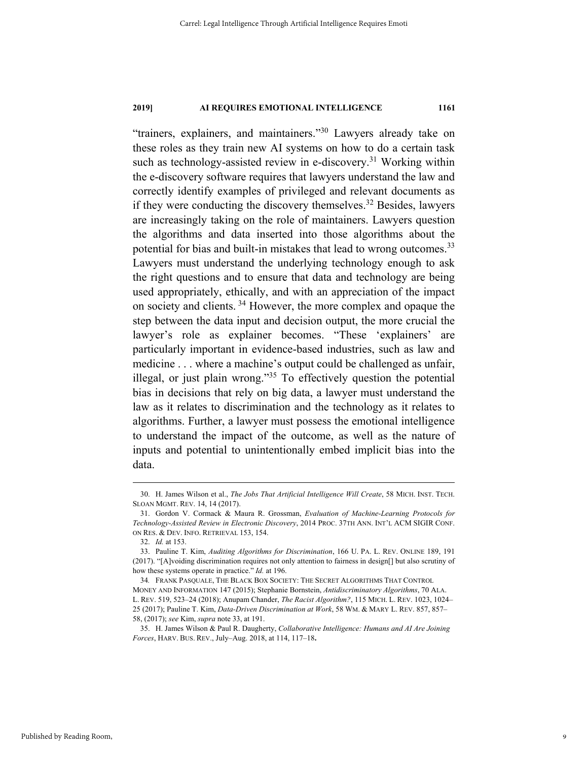"trainers, explainers, and maintainers."[30] Lawyers already take on these roles as they train new AI systems on how to do a certain task such as technology-assisted review in e-discovery.[31] Working within the e-discovery software requires that lawyers understand the law and correctly identify examples of privileged and relevant documents as if they were conducting the discovery themselves.[32] Besides, lawyers are increasingly taking on the role of maintainers. Lawyers question the algorithms and data inserted into those algorithms about the potential for bias and built-in mistakes that lead to wrong outcomes.[33] Lawyers must understand the underlying technology enough to ask the right questions and to ensure that data and technology are being used appropriately, ethically, and with an appreciation of the impact on society and clients. [34] However, the more complex and opaque the step between the data input and decision output, the more crucial the lawyer's role as explainer becomes. "These 'explainers' are particularly important in evidence-based industries, such as law and medicine . . . where a machine's output could be challenged as unfair, illegal, or just plain wrong."[35] To effectively question the potential bias in decisions that rely on big data, a lawyer must understand the law as it relates to discrimination and the technology as it relates to algorithms. Further, a lawyer must possess the emotional intelligence to understand the impact of the outcome, as well as the nature of inputs and potential to unintentionally embed implicit bias into the data.

---

30. H. James Wilson et al., *The Jobs That Artificial Intelligence Will Create*, 58 MICH. INST. TECH. SLOAN MGMT. REV. 14, 14 (2017).

31. Gordon V. Cormack & Maura R. Grossman, *Evaluation of Machine-Learning Protocols for Technology-Assisted Review in Electronic Discovery*, 2014 PROC. 37TH ANN. INT'L ACM SIGIR CONF. ON RES. & DEV. INFO. RETRIEVAL 153, 154.

32. *Id.* at 153.

33. Pauline T. Kim, *Auditing Algorithms for Discrimination*, 166 U. PA. L. REV. ONLINE 189, 191 (2017). "[A]voiding discrimination requires not only attention to fairness in design[] but also scrutiny of how these systems operate in practice." *Id.* at 196.

34. FRANK PASQUALE, THE BLACK BOX SOCIETY: THE SECRET ALGORITHMS THAT CONTROL MONEY AND INFORMATION 147 (2015); Stephanie Bornstein, *Antidiscriminatory Algorithms*, 70 ALA. L. REV. 519, 523–24 (2018); Anupam Chander, *The Racist Algorithm?*, 115 MICH. L. REV. 1023, 1024–25 (2017); Pauline T. Kim, *Data-Driven Discrimination at Work*, 58 WM. & MARY L. REV. 857, 857–58, (2017); *see* Kim, *supra* note 33, at 191.

35. H. James Wilson & Paul R. Daugherty, *Collaborative Intelligence: Humans and AI Are Joining Forces*, HARV. BUS. REV., July–Aug. 2018, at 114, 117–18.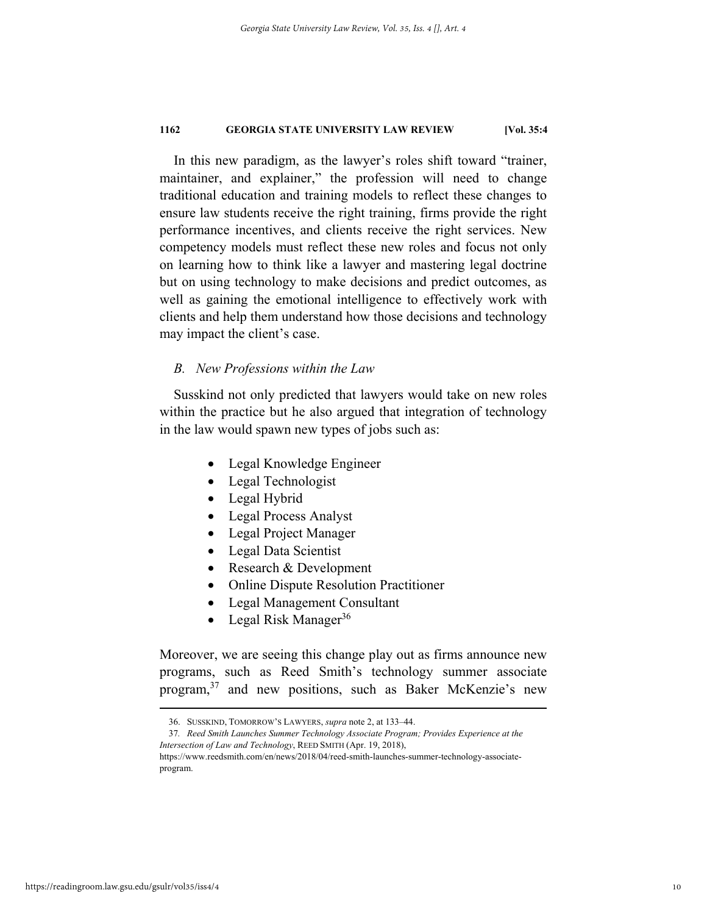In this new paradigm, as the lawyer's roles shift toward "trainer, maintainer, and explainer," the profession will need to change traditional education and training models to reflect these changes to ensure law students receive the right training, firms provide the right performance incentives, and clients receive the right services. New competency models must reflect these new roles and focus not only on learning how to think like a lawyer and mastering legal doctrine but on using technology to make decisions and predict outcomes, as well as gaining the emotional intelligence to effectively work with clients and help them understand how those decisions and technology may impact the client's case.

### *B. New Professions within the Law*

Susskind not only predicted that lawyers would take on new roles within the practice but he also argued that integration of technology in the law would spawn new types of jobs such as:

- Legal Knowledge Engineer
- Legal Technologist
- Legal Hybrid
- Legal Process Analyst
- Legal Project Manager
- Legal Data Scientist
- Research & Development
- Online Dispute Resolution Practitioner
- Legal Management Consultant
- Legal Risk Manager[36]

Moreover, we are seeing this change play out as firms announce new programs, such as Reed Smith's technology summer associate program,[37] and new positions, such as Baker McKenzie's new

---

36. SUSSKIND, TOMORROW'S LAWYERS, *supra* note 2, at 133–44.

37. *Reed Smith Launches Summer Technology Associate Program; Provides Experience at the Intersection of Law and Technology*, REED SMITH (Apr. 19, 2018), https://www.reedsmith.com/en/news/2018/04/reed-smith-launches-summer-technology-associate-program.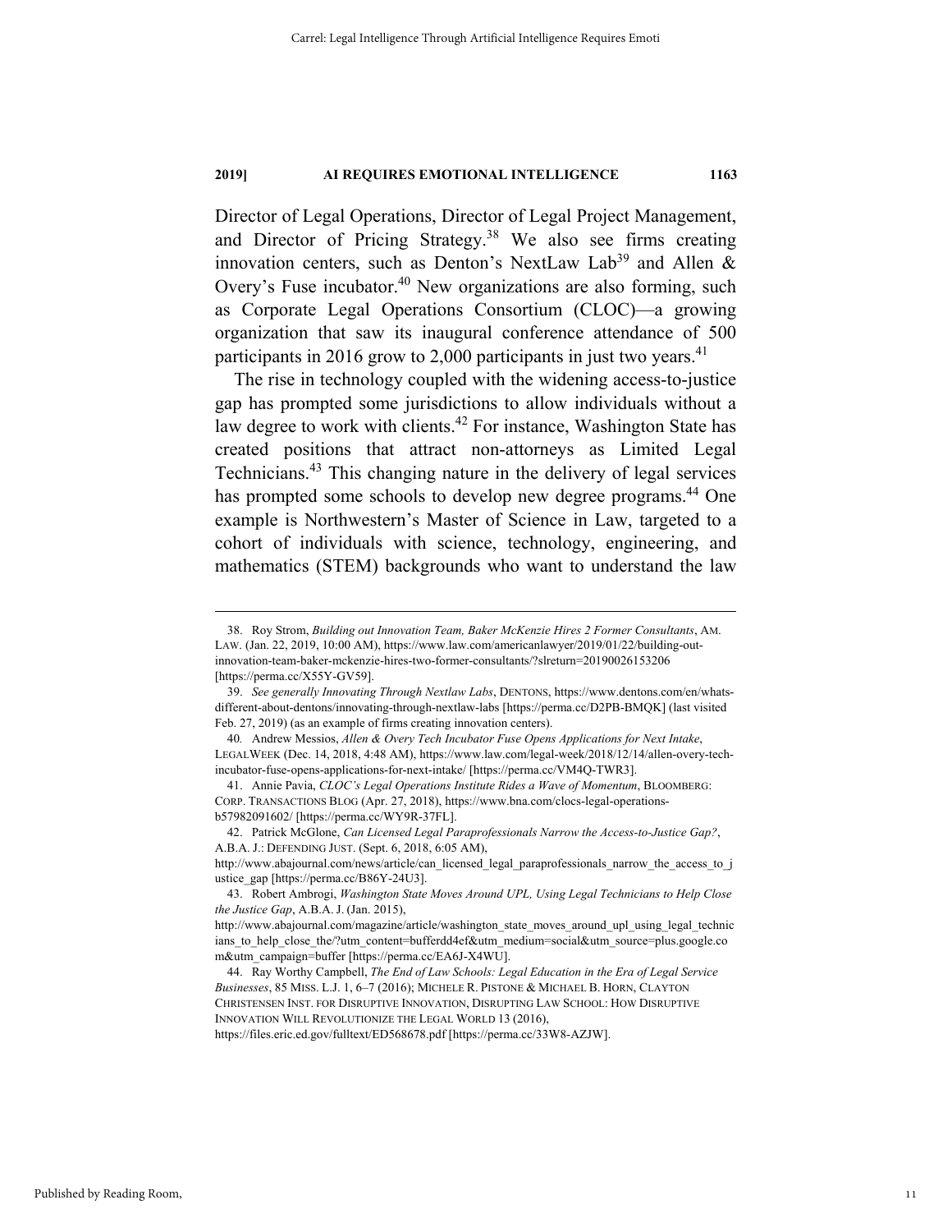Director of Legal Operations, Director of Legal Project Management, and Director of Pricing Strategy.[38] We also see firms creating innovation centers, such as Denton's NextLaw Lab[39] and Allen & Overy's Fuse incubator.[40] New organizations are also forming, such as Corporate Legal Operations Consortium (CLOC)—a growing organization that saw its inaugural conference attendance of 500 participants in 2016 grow to 2,000 participants in just two years.[41]

The rise in technology coupled with the widening access-to-justice gap has prompted some jurisdictions to allow individuals without a law degree to work with clients.[42] For instance, Washington State has created positions that attract non-attorneys as Limited Legal Technicians.[43] This changing nature in the delivery of legal services has prompted some schools to develop new degree programs.[44] One example is Northwestern's Master of Science in Law, targeted to a cohort of individuals with science, technology, engineering, and mathematics (STEM) backgrounds who want to understand the law

---

38. Roy Strom, *Building out Innovation Team, Baker McKenzie Hires 2 Former Consultants*, AM. LAW. (Jan. 22, 2019, 10:00 AM), https://www.law.com/americanlawyer/2019/01/22/building-out-innovation-team-baker-mckenzie-hires-two-former-consultants/?slreturn=20190026153206 [https://perma.cc/X55Y-GV59].

39. *See generally Innovating Through Nextlaw Labs*, DENTONS, https://www.dentons.com/en/whats-different-about-dentons/innovating-through-nextlaw-labs [https://perma.cc/D2PB-BMQK] (last visited Feb. 27, 2019) (as an example of firms creating innovation centers).

40. Andrew Messios, *Allen & Overy Tech Incubator Fuse Opens Applications for Next Intake*, LEGALWEEK (Dec. 14, 2018, 4:48 AM), https://www.law.com/legal-week/2018/12/14/allen-overy-tech-incubator-fuse-opens-applications-for-next-intake/ [https://perma.cc/VM4Q-TWR3].

41. Annie Pavia, *CLOC's Legal Operations Institute Rides a Wave of Momentum*, BLOOMBERG: CORP. TRANSACTIONS BLOG (Apr. 27, 2018), https://www.bna.com/clocs-legal-operations-b57982091602/ [https://perma.cc/WY9R-37FL].

42. Patrick McGlone, *Can Licensed Legal Paraprofessionals Narrow the Access-to-Justice Gap?*, A.B.A. J.: DEFENDING JUST. (Sept. 6, 2018, 6:05 AM), http://www.abajournal.com/news/article/can_licensed_legal_paraprofessionals_narrow_the_access_to_justice_gap [https://perma.cc/B86Y-24U3].

43. Robert Ambrogi, *Washington State Moves Around UPL, Using Legal Technicians to Help Close the Justice Gap*, A.B.A. J. (Jan. 2015), http://www.abajournal.com/magazine/article/washington_state_moves_around_upl_using_legal_technicians_to_help_close_the/?utm_content=bufferdd4ef&utm_medium=social&utm_source=plus.google.com&utm_campaign=buffer [https://perma.cc/EA6J-X4WU].

44. Ray Worthy Campbell, *The End of Law Schools: Legal Education in the Era of Legal Service Businesses*, 85 MISS. L.J. 1, 6–7 (2016); MICHELE R. PISTONE & MICHAEL B. HORN, CLAYTON CHRISTENSEN INST. FOR DISRUPTIVE INNOVATION, DISRUPTING LAW SCHOOL: HOW DISRUPTIVE INNOVATION WILL REVOLUTIONIZE THE LEGAL WORLD 13 (2016), https://files.eric.ed.gov/fulltext/ED568678.pdf [https://perma.cc/33W8-AZJW].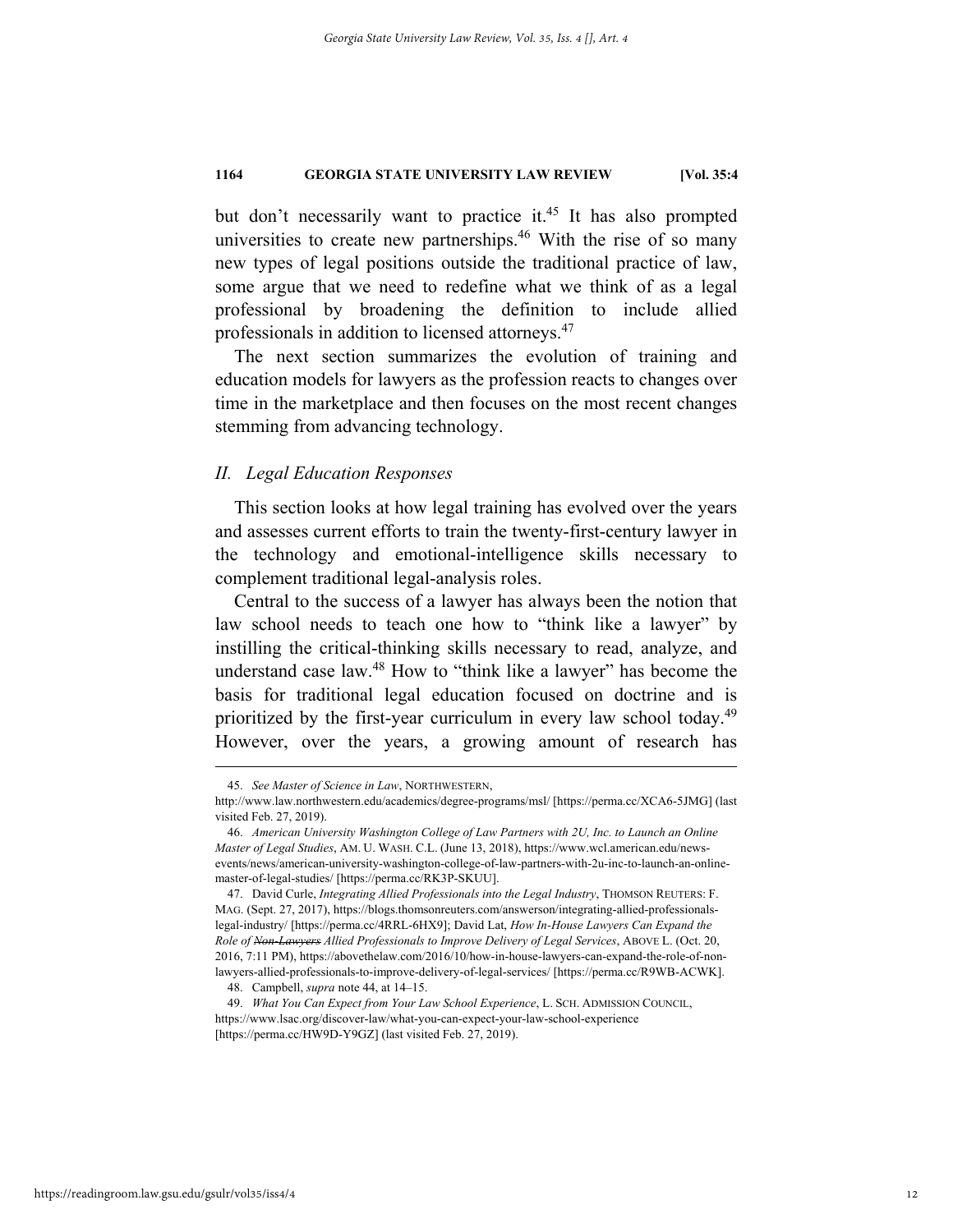but don't necessarily want to practice it.[45] It has also prompted universities to create new partnerships.[46] With the rise of so many new types of legal positions outside the traditional practice of law, some argue that we need to redefine what we think of as a legal professional by broadening the definition to include allied professionals in addition to licensed attorneys.[47]

The next section summarizes the evolution of training and education models for lawyers as the profession reacts to changes over time in the marketplace and then focuses on the most recent changes stemming from advancing technology.

## *II. Legal Education Responses*

This section looks at how legal training has evolved over the years and assesses current efforts to train the twenty-first-century lawyer in the technology and emotional-intelligence skills necessary to complement traditional legal-analysis roles.

Central to the success of a lawyer has always been the notion that law school needs to teach one how to "think like a lawyer" by instilling the critical-thinking skills necessary to read, analyze, and understand case law.[48] How to "think like a lawyer" has become the basis for traditional legal education focused on doctrine and is prioritized by the first-year curriculum in every law school today.[49] However, over the years, a growing amount of research has

---

45. *See Master of Science in Law*, NORTHWESTERN, http://www.law.northwestern.edu/academics/degree-programs/msl/ [https://perma.cc/XCA6-5JMG] (last visited Feb. 27, 2019).

46. *American University Washington College of Law Partners with 2U, Inc. to Launch an Online Master of Legal Studies*, AM. U. WASH. C.L. (June 13, 2018), https://www.wcl.american.edu/news-events/news/american-university-washington-college-of-law-partners-with-2u-inc-to-launch-an-online-master-of-legal-studies/ [https://perma.cc/RK3P-SKUU].

47. David Curle, *Integrating Allied Professionals into the Legal Industry*, THOMSON REUTERS: F. MAG. (Sept. 27, 2017), https://blogs.thomsonreuters.com/answerson/integrating-allied-professionals-legal-industry/ [https://perma.cc/4RRL-6HX9]; David Lat, *How In-House Lawyers Can Expand the Role of ~~Non-Lawyers~~ Allied Professionals to Improve Delivery of Legal Services*, ABOVE L. (Oct. 20, 2016, 7:11 PM), https://abovethelaw.com/2016/10/how-in-house-lawyers-can-expand-the-role-of-non-lawyers-allied-professionals-to-improve-delivery-of-legal-services/ [https://perma.cc/R9WB-ACWK].

48. Campbell, *supra* note 44, at 14–15.

49. *What You Can Expect from Your Law School Experience*, L. SCH. ADMISSION COUNCIL, https://www.lsac.org/discover-law/what-you-can-expect-your-law-school-experience [https://perma.cc/HW9D-Y9GZ] (last visited Feb. 27, 2019).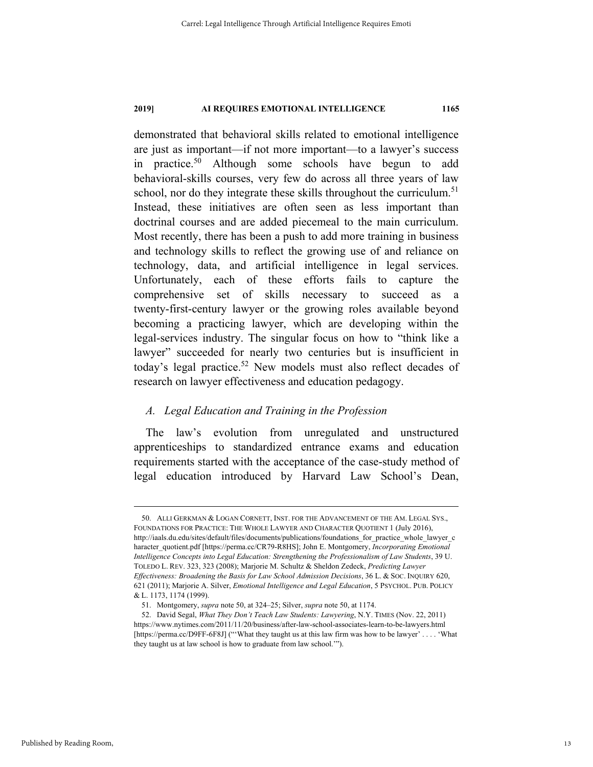demonstrated that behavioral skills related to emotional intelligence are just as important—if not more important—to a lawyer's success in practice.[50] Although some schools have begun to add behavioral-skills courses, very few do across all three years of law school, nor do they integrate these skills throughout the curriculum.[51] Instead, these initiatives are often seen as less important than doctrinal courses and are added piecemeal to the main curriculum. Most recently, there has been a push to add more training in business and technology skills to reflect the growing use of and reliance on technology, data, and artificial intelligence in legal services. Unfortunately, each of these efforts fails to capture the comprehensive set of skills necessary to succeed as a twenty-first-century lawyer or the growing roles available beyond becoming a practicing lawyer, which are developing within the legal-services industry. The singular focus on how to "think like a lawyer" succeeded for nearly two centuries but is insufficient in today's legal practice.[52] New models must also reflect decades of research on lawyer effectiveness and education pedagogy.

### *A. Legal Education and Training in the Profession*

The law's evolution from unregulated and unstructured apprenticeships to standardized entrance exams and education requirements started with the acceptance of the case-study method of legal education introduced by Harvard Law School's Dean,

---

50. ALLI GERKMAN & LOGAN CORNETT, INST. FOR THE ADVANCEMENT OF THE AM. LEGAL SYS., FOUNDATIONS FOR PRACTICE: THE WHOLE LAWYER AND CHARACTER QUOTIENT 1 (July 2016), http://iaals.du.edu/sites/default/files/documents/publications/foundations_for_practice_whole_lawyer_character_quotient.pdf [https://perma.cc/CR79-R8HS]; John E. Montgomery, *Incorporating Emotional Intelligence Concepts into Legal Education: Strengthening the Professionalism of Law Students*, 39 U. TOLEDO L. REV. 323, 323 (2008); Marjorie M. Schultz & Sheldon Zedeck, *Predicting Lawyer Effectiveness: Broadening the Basis for Law School Admission Decisions*, 36 L. & SOC. INQUIRY 620, 621 (2011); Marjorie A. Silver, *Emotional Intelligence and Legal Education*, 5 PSYCHOL. PUB. POLICY & L. 1173, 1174 (1999).

51. Montgomery, *supra* note 50, at 324–25; Silver, *supra* note 50, at 1174.

52. David Segal, *What They Don't Teach Law Students: Lawyering*, N.Y. TIMES (Nov. 22, 2011) https://www.nytimes.com/2011/11/20/business/after-law-school-associates-learn-to-be-lawyers.html [https://perma.cc/D9FF-6F8J] ("'What they taught us at this law firm was how to be lawyer' . . . . 'What they taught us at law school is how to graduate from law school.'").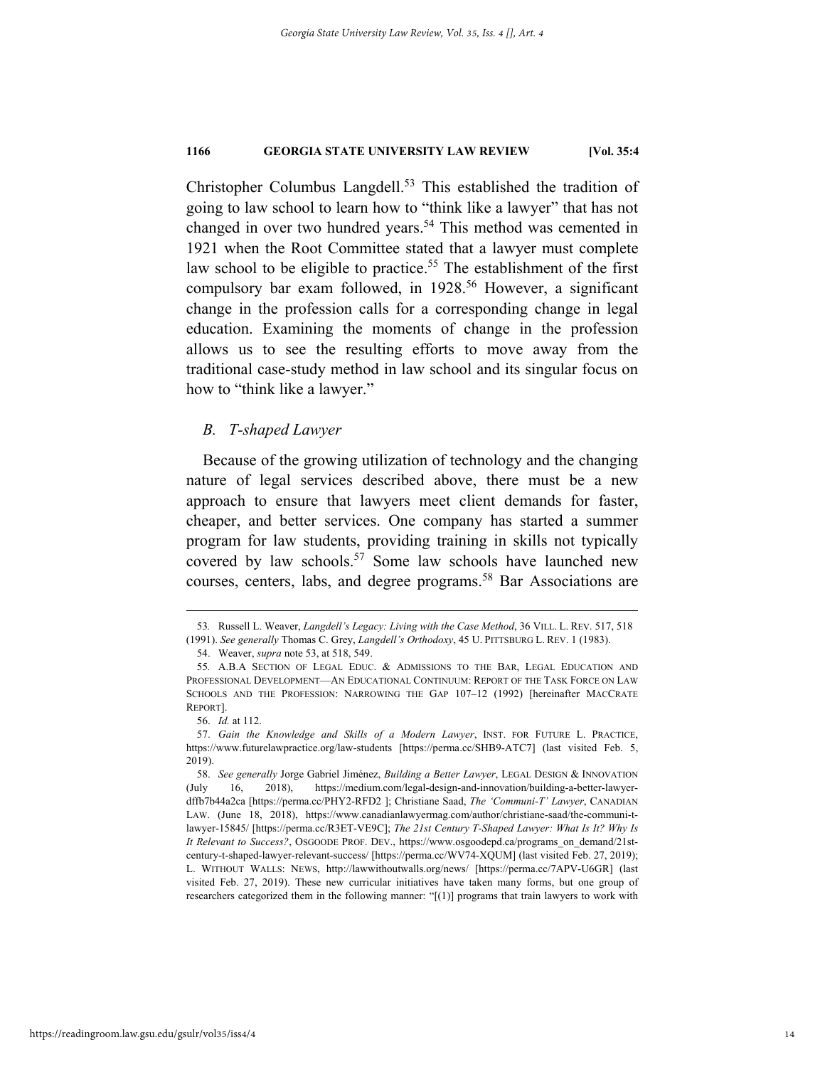Christopher Columbus Langdell.[53] This established the tradition of going to law school to learn how to "think like a lawyer" that has not changed in over two hundred years.[54] This method was cemented in 1921 when the Root Committee stated that a lawyer must complete law school to be eligible to practice.[55] The establishment of the first compulsory bar exam followed, in 1928.[56] However, a significant change in the profession calls for a corresponding change in legal education. Examining the moments of change in the profession allows us to see the resulting efforts to move away from the traditional case-study method in law school and its singular focus on how to "think like a lawyer."

### *B. T-shaped Lawyer*

Because of the growing utilization of technology and the changing nature of legal services described above, there must be a new approach to ensure that lawyers meet client demands for faster, cheaper, and better services. One company has started a summer program for law students, providing training in skills not typically covered by law schools.[57] Some law schools have launched new courses, centers, labs, and degree programs.[58] Bar Associations are

---

53. Russell L. Weaver, *Langdell's Legacy: Living with the Case Method*, 36 VILL. L. REV. 517, 518 (1991). *See generally* Thomas C. Grey, *Langdell's Orthodoxy*, 45 U. PITTSBURG L. REV. 1 (1983).

54. Weaver, *supra* note 53, at 518, 549.

55. A.B.A SECTION OF LEGAL EDUC. & ADMISSIONS TO THE BAR, LEGAL EDUCATION AND PROFESSIONAL DEVELOPMENT—AN EDUCATIONAL CONTINUUM: REPORT OF THE TASK FORCE ON LAW SCHOOLS AND THE PROFESSION: NARROWING THE GAP 107–12 (1992) [hereinafter MACCRATE REPORT].

56. *Id.* at 112.

57. *Gain the Knowledge and Skills of a Modern Lawyer*, INST. FOR FUTURE L. PRACTICE, https://www.futurelawpractice.org/law-students [https://perma.cc/SHB9-ATC7] (last visited Feb. 5, 2019).

58. *See generally* Jorge Gabriel Jiménez, *Building a Better Lawyer*, LEGAL DESIGN & INNOVATION (July 16, 2018), https://medium.com/legal-design-and-innovation/building-a-better-lawyer-dffb7b44a2ca [https://perma.cc/PHY2-RFD2 ]; Christiane Saad, *The 'Communi-T' Lawyer*, CANADIAN LAW. (June 18, 2018), https://www.canadianlawyermag.com/author/christiane-saad/the-communi-t-lawyer-15845/ [https://perma.cc/R3ET-VE9C]; *The 21st Century T-Shaped Lawyer: What Is It? Why Is It Relevant to Success?*, OSGOODE PROF. DEV., https://www.osgoodepd.ca/programs_on_demand/21st-century-t-shaped-lawyer-relevant-success/ [https://perma.cc/WV74-XQUM] (last visited Feb. 27, 2019); L. WITHOUT WALLS: NEWS, http://lawwithoutwalls.org/news/ [https://perma.cc/7APV-U6GR] (last visited Feb. 27, 2019). These new curricular initiatives have taken many forms, but one group of researchers categorized them in the following manner: "[(1)] programs that train lawyers to work with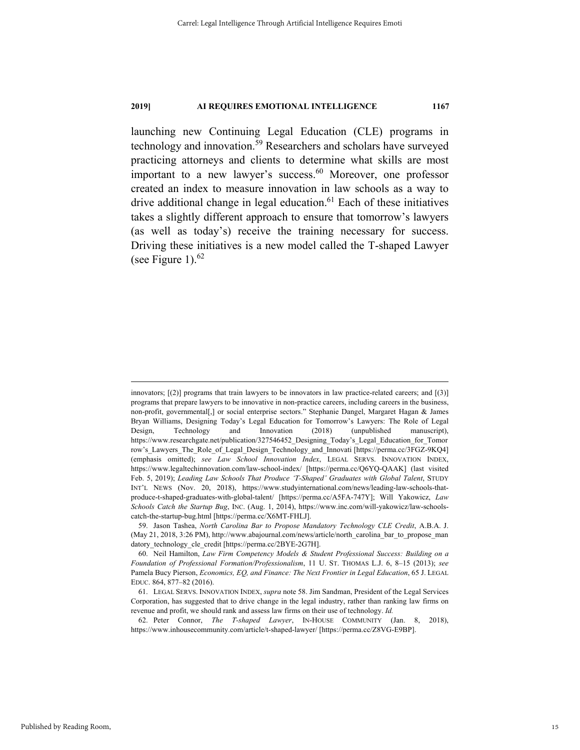launching new Continuing Legal Education (CLE) programs in technology and innovation.[59] Researchers and scholars have surveyed practicing attorneys and clients to determine what skills are most important to a new lawyer's success.[60] Moreover, one professor created an index to measure innovation in law schools as a way to drive additional change in legal education.[61] Each of these initiatives takes a slightly different approach to ensure that tomorrow's lawyers (as well as today's) receive the training necessary for success. Driving these initiatives is a new model called the T-shaped Lawyer (see Figure 1).[62]

---

innovators; [(2)] programs that train lawyers to be innovators in law practice-related careers; and [(3)] programs that prepare lawyers to be innovative in non-practice careers, including careers in the business, non-profit, governmental[,] or social enterprise sectors." Stephanie Dangel, Margaret Hagan & James Bryan Williams, Designing Today's Legal Education for Tomorrow's Lawyers: The Role of Legal Design, Technology and Innovation (2018) (unpublished manuscript), https://www.researchgate.net/publication/327546452_Designing_Today's_Legal_Education_for_Tomorrow's_Lawyers_The_Role_of_Legal_Design_Technology_and_Innovati [https://perma.cc/3FGZ-9KQ4] (emphasis omitted); *see Law School Innovation Index*, LEGAL SERVS. INNOVATION INDEX, https://www.legaltechinnovation.com/law-school-index/ [https://perma.cc/Q6YQ-QAAK] (last visited Feb. 5, 2019); *Leading Law Schools That Produce 'T-Shaped' Graduates with Global Talent*, STUDY INT'L NEWS (Nov. 20, 2018), https://www.studyinternational.com/news/leading-law-schools-that-produce-t-shaped-graduates-with-global-talent/ [https://perma.cc/A5FA-747Y]; Will Yakowicz, *Law Schools Catch the Startup Bug*, INC. (Aug. 1, 2014), https://www.inc.com/will-yakowicz/law-schools-catch-the-startup-bug.html [https://perma.cc/X6MT-FHLJ].

59. Jason Tashea, *North Carolina Bar to Propose Mandatory Technology CLE Credit*, A.B.A. J. (May 21, 2018, 3:26 PM), http://www.abajournal.com/news/article/north_carolina_bar_to_propose_mandatory_technology_cle_credit [https://perma.cc/2BYE-2G7H].

60. Neil Hamilton, *Law Firm Competency Models & Student Professional Success: Building on a Foundation of Professional Formation/Professionalism*, 11 U. ST. THOMAS L.J. 6, 8–15 (2013); *see* Pamela Bucy Pierson, *Economics, EQ, and Finance: The Next Frontier in Legal Education*, 65 J. LEGAL EDUC. 864, 877–82 (2016).

61. LEGAL SERVS. INNOVATION INDEX, *supra* note 58. Jim Sandman, President of the Legal Services Corporation, has suggested that to drive change in the legal industry, rather than ranking law firms on revenue and profit, we should rank and assess law firms on their use of technology. *Id.*

62. Peter Connor, *The T-shaped Lawyer*, IN-HOUSE COMMUNITY (Jan. 8, 2018), https://www.inhousecommunity.com/article/t-shaped-lawyer/ [https://perma.cc/Z8VG-E9BP].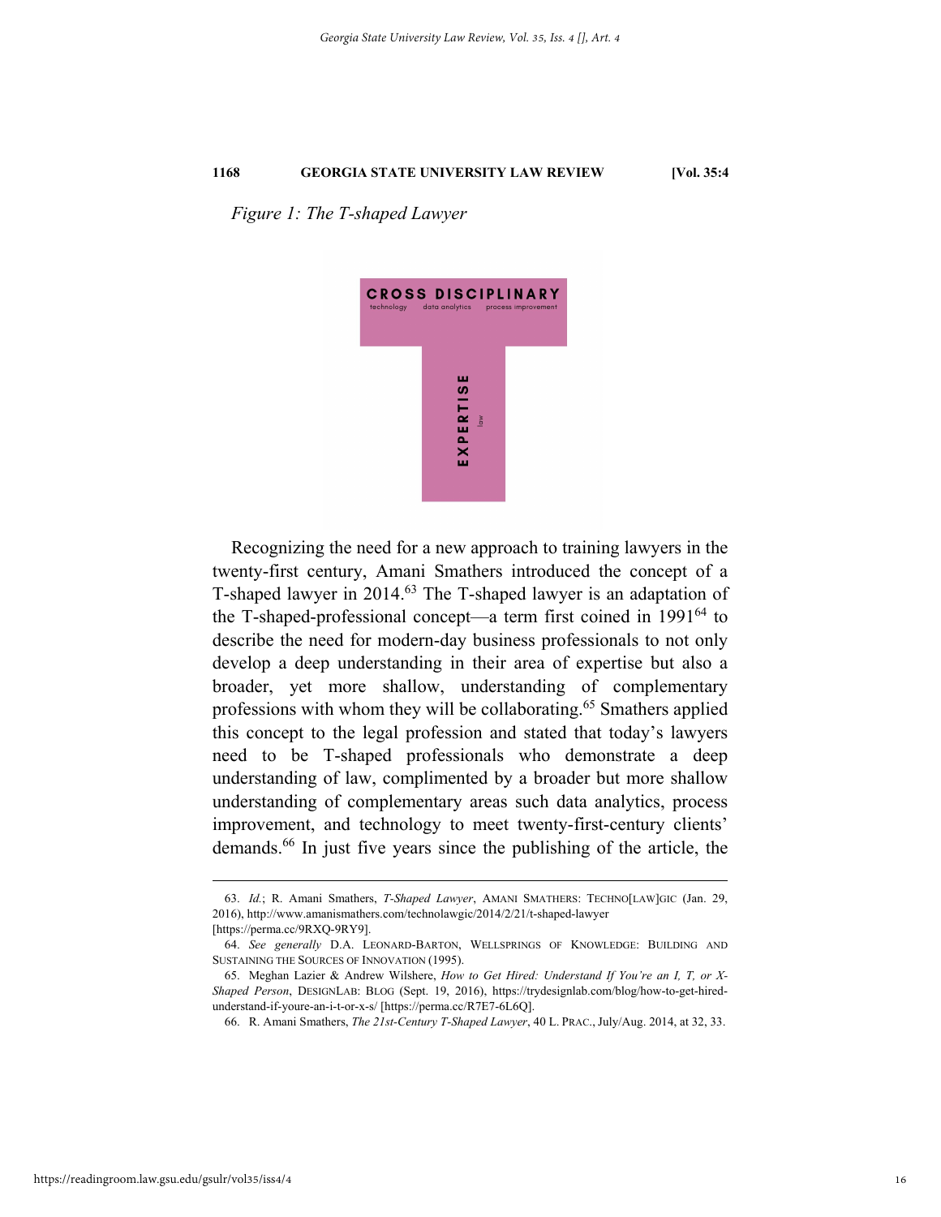*Figure 1: The T-shaped Lawyer*

CROSS DISCIPLINARY

technology data analytics process improvement

EXPERTISE

law

Recognizing the need for a new approach to training lawyers in the twenty-first century, Amani Smathers introduced the concept of a T-shaped lawyer in 2014.[63] The T-shaped lawyer is an adaptation of the T-shaped-professional concept—a term first coined in 1991[64] to describe the need for modern-day business professionals to not only develop a deep understanding in their area of expertise but also a broader, yet more shallow, understanding of complementary professions with whom they will be collaborating.[65] Smathers applied this concept to the legal profession and stated that today's lawyers need to be T-shaped professionals who demonstrate a deep understanding of law, complimented by a broader but more shallow understanding of complementary areas such data analytics, process improvement, and technology to meet twenty-first-century clients' demands.[66] In just five years since the publishing of the article, the

---

63. *Id.*; R. Amani Smathers, *T-Shaped Lawyer*, AMANI SMATHERS: TECHNO[LAW]GIC (Jan. 29, 2016), http://www.amanismathers.com/technolawgic/2014/2/21/t-shaped-lawyer [https://perma.cc/9RXQ-9RY9].

64. *See generally* D.A. LEONARD-BARTON, WELLSPRINGS OF KNOWLEDGE: BUILDING AND SUSTAINING THE SOURCES OF INNOVATION (1995).

65. Meghan Lazier & Andrew Wilshere, *How to Get Hired: Understand If You're an I, T, or X-Shaped Person*, DESIGNLAB: BLOG (Sept. 19, 2016), https://trydesignlab.com/blog/how-to-get-hired-understand-if-youre-an-i-t-or-x-s/ [https://perma.cc/R7E7-6L6Q].

66. R. Amani Smathers, *The 21st-Century T-Shaped Lawyer*, 40 L. PRAC., July/Aug. 2014, at 32, 33.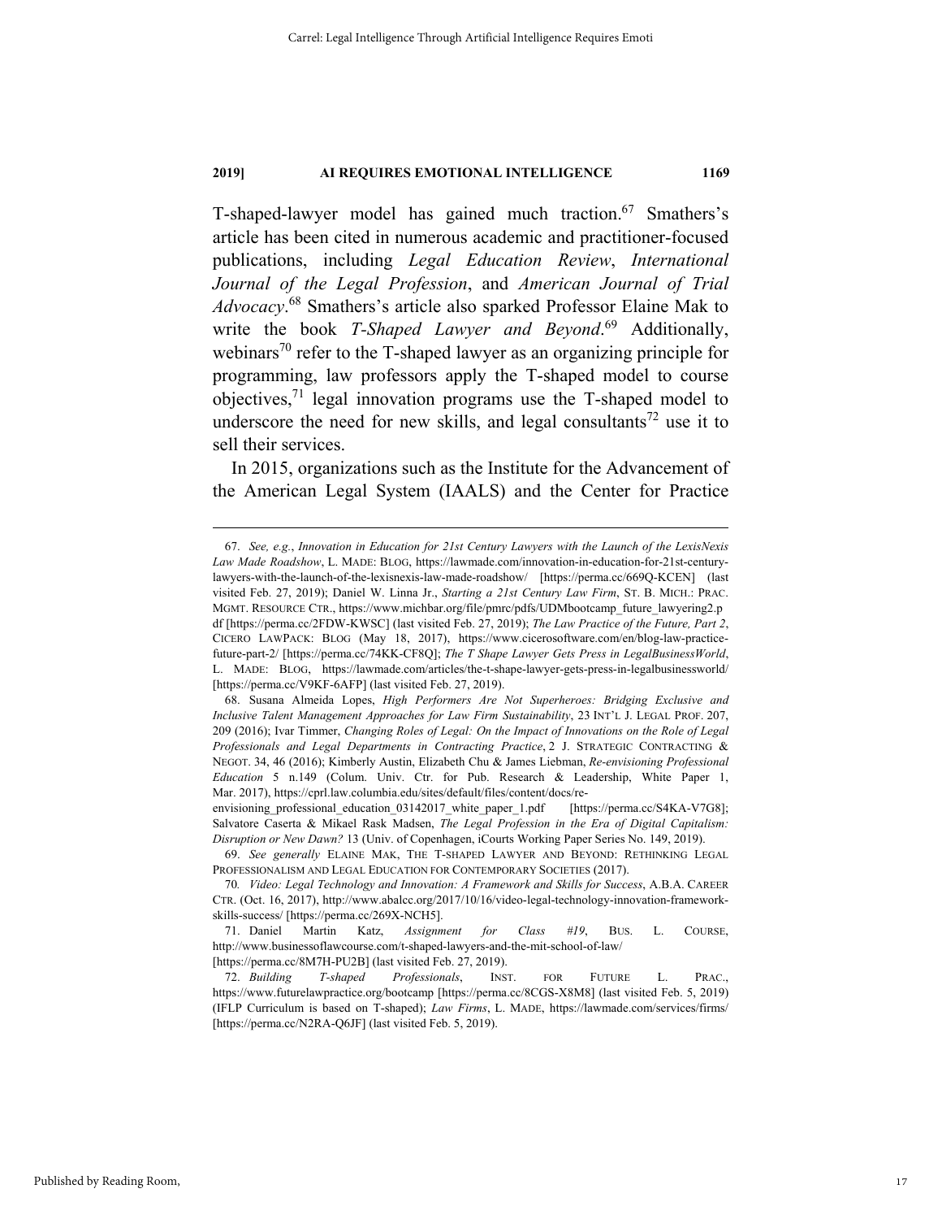T-shaped-lawyer model has gained much traction.[67] Smathers's article has been cited in numerous academic and practitioner-focused publications, including *Legal Education Review*, *International Journal of the Legal Profession*, and *American Journal of Trial Advocacy*.[68] Smathers's article also sparked Professor Elaine Mak to write the book *T-Shaped Lawyer and Beyond*.[69] Additionally, webinars[70] refer to the T-shaped lawyer as an organizing principle for programming, law professors apply the T-shaped model to course objectives,[71] legal innovation programs use the T-shaped model to underscore the need for new skills, and legal consultants[72] use it to sell their services.

In 2015, organizations such as the Institute for the Advancement of the American Legal System (IAALS) and the Center for Practice

---

67. *See, e.g.*, *Innovation in Education for 21st Century Lawyers with the Launch of the LexisNexis Law Made Roadshow*, L. MADE: BLOG, https://lawmade.com/innovation-in-education-for-21st-century-lawyers-with-the-launch-of-the-lexisnexis-law-made-roadshow/ [https://perma.cc/669Q-KCEN] (last visited Feb. 27, 2019); Daniel W. Linna Jr., *Starting a 21st Century Law Firm*, ST. B. MICH.: PRAC. MGMT. RESOURCE CTR., https://www.michbar.org/file/pmrc/pdfs/UDMbootcamp_future_lawyering2.pdf [https://perma.cc/2FDW-KWSC] (last visited Feb. 27, 2019); *The Law Practice of the Future, Part 2*, CICERO LAWPACK: BLOG (May 18, 2017), https://www.cicerosoftware.com/en/blog-law-practice-future-part-2/ [https://perma.cc/74KK-CF8Q]; *The T Shape Lawyer Gets Press in LegalBusinessWorld*, L. MADE: BLOG, https://lawmade.com/articles/the-t-shape-lawyer-gets-press-in-legalbusinessworld/ [https://perma.cc/V9KF-6AFP] (last visited Feb. 27, 2019).

68. Susana Almeida Lopes, *High Performers Are Not Superheroes: Bridging Exclusive and Inclusive Talent Management Approaches for Law Firm Sustainability*, 23 INT'L J. LEGAL PROF. 207, 209 (2016); Ivar Timmer, *Changing Roles of Legal: On the Impact of Innovations on the Role of Legal Professionals and Legal Departments in Contracting Practice*, 2 J. STRATEGIC CONTRACTING & NEGOT. 34, 46 (2016); Kimberly Austin, Elizabeth Chu & James Liebman, *Re-envisioning Professional Education* 5 n.149 (Colum. Univ. Ctr. for Pub. Research & Leadership, White Paper 1, Mar. 2017), https://cprl.law.columbia.edu/sites/default/files/content/docs/re-envisioning_professional_education_03142017_white_paper_1.pdf [https://perma.cc/S4KA-V7G8]; Salvatore Caserta & Mikael Rask Madsen, *The Legal Profession in the Era of Digital Capitalism: Disruption or New Dawn?* 13 (Univ. of Copenhagen, iCourts Working Paper Series No. 149, 2019).

69. *See generally* ELAINE MAK, THE T-SHAPED LAWYER AND BEYOND: RETHINKING LEGAL PROFESSIONALISM AND LEGAL EDUCATION FOR CONTEMPORARY SOCIETIES (2017).

70. *Video: Legal Technology and Innovation: A Framework and Skills for Success*, A.B.A. CAREER CTR. (Oct. 16, 2017), http://www.abalcc.org/2017/10/16/video-legal-technology-innovation-framework-skills-success/ [https://perma.cc/269X-NCH5].

71. Daniel Martin Katz, *Assignment for Class #19*, BUS. L. COURSE, http://www.businessoflawcourse.com/t-shaped-lawyers-and-the-mit-school-of-law/ [https://perma.cc/8M7H-PU2B] (last visited Feb. 27, 2019).

72. *Building T-shaped Professionals*, INST. FOR FUTURE L. PRAC., https://www.futurelawpractice.org/bootcamp [https://perma.cc/8CGS-X8M8] (last visited Feb. 5, 2019) (IFLP Curriculum is based on T-shaped); *Law Firms*, L. MADE, https://lawmade.com/services/firms/ [https://perma.cc/N2RA-Q6JF] (last visited Feb. 5, 2019).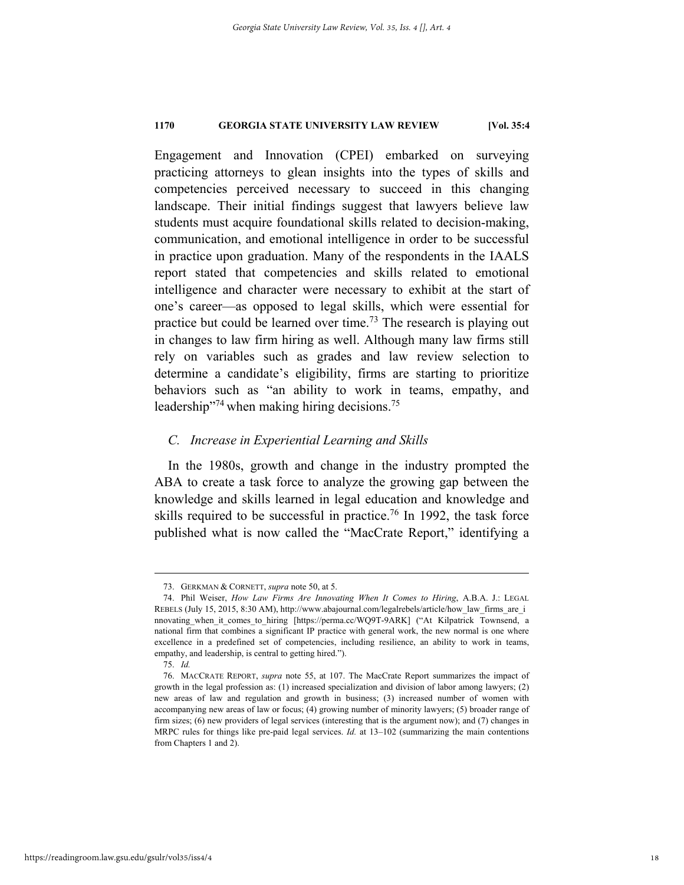Engagement and Innovation (CPEI) embarked on surveying practicing attorneys to glean insights into the types of skills and competencies perceived necessary to succeed in this changing landscape. Their initial findings suggest that lawyers believe law students must acquire foundational skills related to decision-making, communication, and emotional intelligence in order to be successful in practice upon graduation. Many of the respondents in the IAALS report stated that competencies and skills related to emotional intelligence and character were necessary to exhibit at the start of one's career—as opposed to legal skills, which were essential for practice but could be learned over time.[73] The research is playing out in changes to law firm hiring as well. Although many law firms still rely on variables such as grades and law review selection to determine a candidate's eligibility, firms are starting to prioritize behaviors such as "an ability to work in teams, empathy, and leadership"[74] when making hiring decisions.[75]

### *C. Increase in Experiential Learning and Skills*

In the 1980s, growth and change in the industry prompted the ABA to create a task force to analyze the growing gap between the knowledge and skills learned in legal education and knowledge and skills required to be successful in practice.[76] In 1992, the task force published what is now called the "MacCrate Report," identifying a

---

73. GERKMAN & CORNETT, *supra* note 50, at 5.

74. Phil Weiser, *How Law Firms Are Innovating When It Comes to Hiring*, A.B.A. J.: LEGAL REBELS (July 15, 2015, 8:30 AM), http://www.abajournal.com/legalrebels/article/how_law_firms_are_innovating_when_it_comes_to_hiring [https://perma.cc/WQ9T-9ARK] ("At Kilpatrick Townsend, a national firm that combines a significant IP practice with general work, the new normal is one where excellence in a predefined set of competencies, including resilience, an ability to work in teams, empathy, and leadership, is central to getting hired.").

75. *Id.*

76. MACCRATE REPORT, *supra* note 55, at 107. The MacCrate Report summarizes the impact of growth in the legal profession as: (1) increased specialization and division of labor among lawyers; (2) new areas of law and regulation and growth in business; (3) increased number of women with accompanying new areas of law or focus; (4) growing number of minority lawyers; (5) broader range of firm sizes; (6) new providers of legal services (interesting that is the argument now); and (7) changes in MRPC rules for things like pre-paid legal services. *Id.* at 13–102 (summarizing the main contentions from Chapters 1 and 2).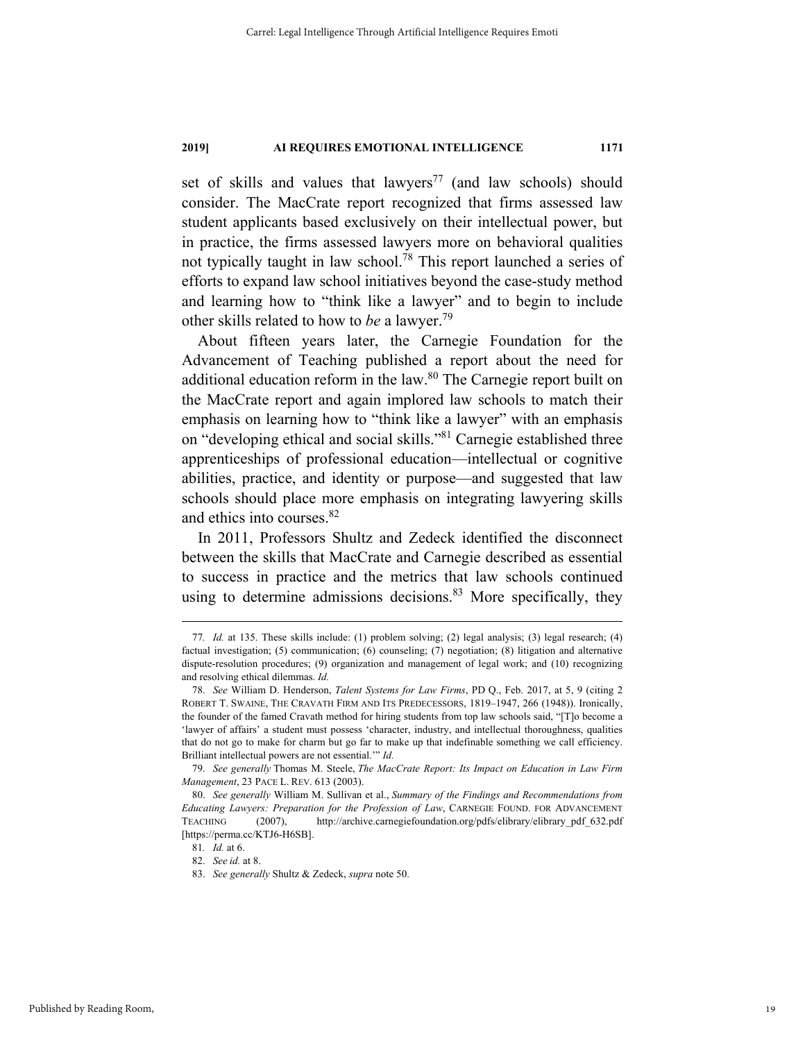set of skills and values that lawyers[77] (and law schools) should consider. The MacCrate report recognized that firms assessed law student applicants based exclusively on their intellectual power, but in practice, the firms assessed lawyers more on behavioral qualities not typically taught in law school.[78] This report launched a series of efforts to expand law school initiatives beyond the case-study method and learning how to "think like a lawyer" and to begin to include other skills related to how to *be* a lawyer.[79]

About fifteen years later, the Carnegie Foundation for the Advancement of Teaching published a report about the need for additional education reform in the law.[80] The Carnegie report built on the MacCrate report and again implored law schools to match their emphasis on learning how to "think like a lawyer" with an emphasis on "developing ethical and social skills."[81] Carnegie established three apprenticeships of professional education—intellectual or cognitive abilities, practice, and identity or purpose—and suggested that law schools should place more emphasis on integrating lawyering skills and ethics into courses.[82]

In 2011, Professors Shultz and Zedeck identified the disconnect between the skills that MacCrate and Carnegie described as essential to success in practice and the metrics that law schools continued using to determine admissions decisions.[83] More specifically, they

---

77. *Id.* at 135. These skills include: (1) problem solving; (2) legal analysis; (3) legal research; (4) factual investigation; (5) communication; (6) counseling; (7) negotiation; (8) litigation and alternative dispute-resolution procedures; (9) organization and management of legal work; and (10) recognizing and resolving ethical dilemmas. *Id.*

78. *See* William D. Henderson, *Talent Systems for Law Firms*, PD Q., Feb. 2017, at 5, 9 (citing 2 ROBERT T. SWAINE, THE CRAVATH FIRM AND ITS PREDECESSORS, 1819–1947, 266 (1948)). Ironically, the founder of the famed Cravath method for hiring students from top law schools said, "[T]o become a 'lawyer of affairs' a student must possess 'character, industry, and intellectual thoroughness, qualities that do not go to make for charm but go far to make up that indefinable something we call efficiency. Brilliant intellectual powers are not essential.'" *Id.*

79. *See generally* Thomas M. Steele, *The MacCrate Report: Its Impact on Education in Law Firm Management*, 23 PACE L. REV. 613 (2003).

80. *See generally* William M. Sullivan et al., *Summary of the Findings and Recommendations from Educating Lawyers: Preparation for the Profession of Law*, CARNEGIE FOUND. FOR ADVANCEMENT TEACHING (2007), http://archive.carnegiefoundation.org/pdfs/elibrary/elibrary_pdf_632.pdf [https://perma.cc/KTJ6-H6SB].

81. *Id.* at 6.

82. *See id.* at 8.

83. *See generally* Shultz & Zedeck, *supra* note 50.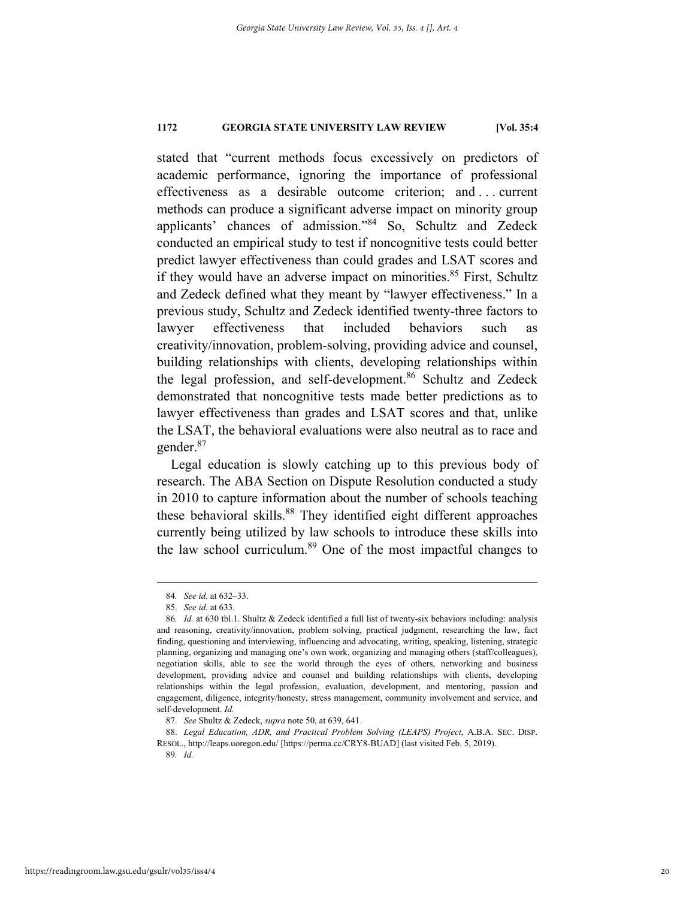stated that "current methods focus excessively on predictors of academic performance, ignoring the importance of professional effectiveness as a desirable outcome criterion; and . . . current methods can produce a significant adverse impact on minority group applicants' chances of admission."[84] So, Schultz and Zedeck conducted an empirical study to test if noncognitive tests could better predict lawyer effectiveness than could grades and LSAT scores and if they would have an adverse impact on minorities.[85] First, Schultz and Zedeck defined what they meant by "lawyer effectiveness." In a previous study, Schultz and Zedeck identified twenty-three factors to lawyer effectiveness that included behaviors such as creativity/innovation, problem-solving, providing advice and counsel, building relationships with clients, developing relationships within the legal profession, and self-development.[86] Schultz and Zedeck demonstrated that noncognitive tests made better predictions as to lawyer effectiveness than grades and LSAT scores and that, unlike the LSAT, the behavioral evaluations were also neutral as to race and gender.[87]

Legal education is slowly catching up to this previous body of research. The ABA Section on Dispute Resolution conducted a study in 2010 to capture information about the number of schools teaching these behavioral skills.[88] They identified eight different approaches currently being utilized by law schools to introduce these skills into the law school curriculum.[89] One of the most impactful changes to

---

84. *See id.* at 632–33.

85. *See id.* at 633.

86. *Id.* at 630 tbl.1. Shultz & Zedeck identified a full list of twenty-six behaviors including: analysis and reasoning, creativity/innovation, problem solving, practical judgment, researching the law, fact finding, questioning and interviewing, influencing and advocating, writing, speaking, listening, strategic planning, organizing and managing one's own work, organizing and managing others (staff/colleagues), negotiation skills, able to see the world through the eyes of others, networking and business development, providing advice and counsel and building relationships with clients, developing relationships within the legal profession, evaluation, development, and mentoring, passion and engagement, diligence, integrity/honesty, stress management, community involvement and service, and self-development. *Id.*

87. *See* Shultz & Zedeck, *supra* note 50, at 639, 641.

88. *Legal Education, ADR, and Practical Problem Solving (LEAPS) Project*, A.B.A. SEC. DISP. RESOL., http://leaps.uoregon.edu/ [https://perma.cc/CRY8-BUAD] (last visited Feb. 5, 2019).

89. *Id.*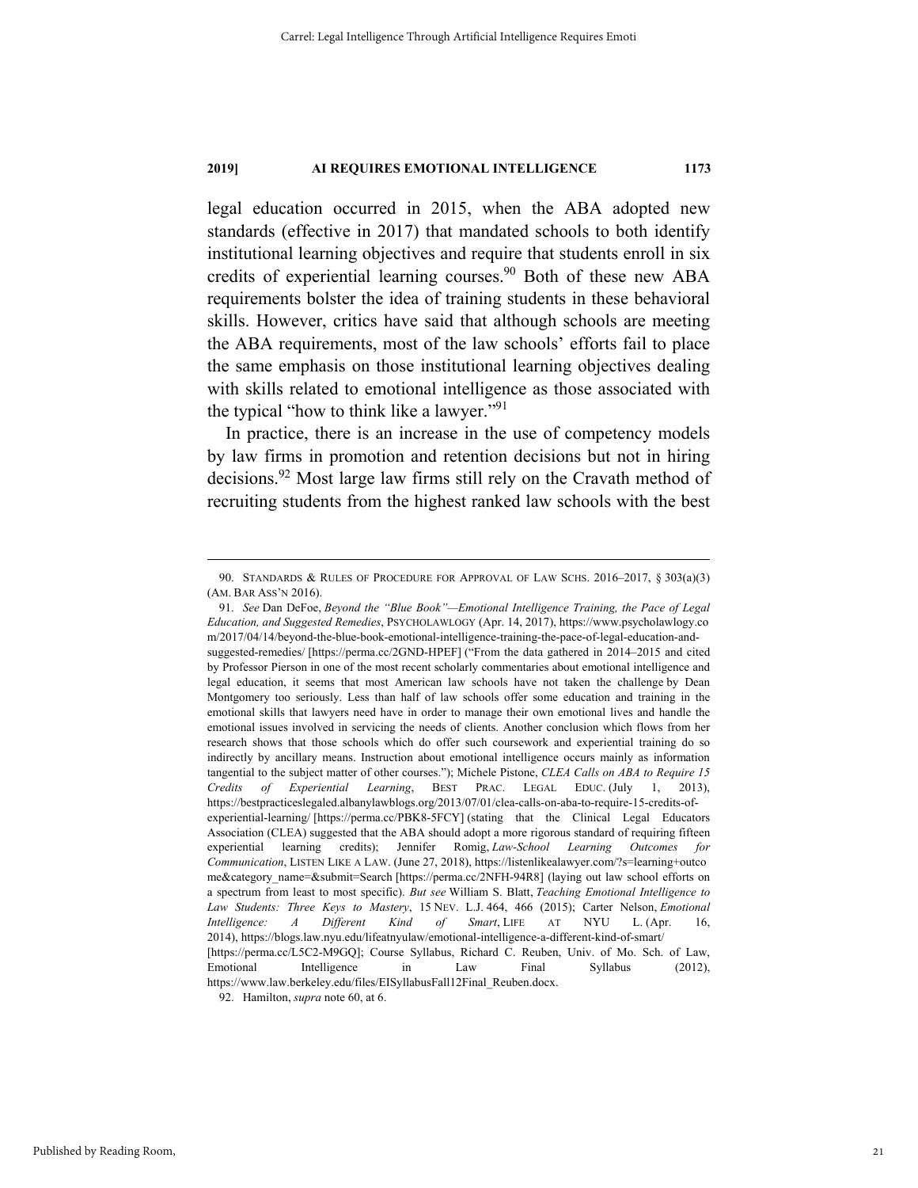legal education occurred in 2015, when the ABA adopted new standards (effective in 2017) that mandated schools to both identify institutional learning objectives and require that students enroll in six credits of experiential learning courses.[90] Both of these new ABA requirements bolster the idea of training students in these behavioral skills. However, critics have said that although schools are meeting the ABA requirements, most of the law schools' efforts fail to place the same emphasis on those institutional learning objectives dealing with skills related to emotional intelligence as those associated with the typical "how to think like a lawyer."[91]

In practice, there is an increase in the use of competency models by law firms in promotion and retention decisions but not in hiring decisions.[92] Most large law firms still rely on the Cravath method of recruiting students from the highest ranked law schools with the best

---

90. STANDARDS & RULES OF PROCEDURE FOR APPROVAL OF LAW SCHS. 2016–2017, § 303(a)(3) (AM. BAR ASS'N 2016).

91. *See* Dan DeFoe, *Beyond the "Blue Book"—Emotional Intelligence Training, the Pace of Legal Education, and Suggested Remedies*, PSYCHOLAWLOGY (Apr. 14, 2017), https://www.psycholawlogy.com/2017/04/14/beyond-the-blue-book-emotional-intelligence-training-the-pace-of-legal-education-and-suggested-remedies/ [https://perma.cc/2GND-HPEF] ("From the data gathered in 2014–2015 and cited by Professor Pierson in one of the most recent scholarly commentaries about emotional intelligence and legal education, it seems that most American law schools have not taken the challenge by Dean Montgomery too seriously. Less than half of law schools offer some education and training in the emotional skills that lawyers need have in order to manage their own emotional lives and handle the emotional issues involved in servicing the needs of clients. Another conclusion which flows from her research shows that those schools which do offer such coursework and experiential training do so indirectly by ancillary means. Instruction about emotional intelligence occurs mainly as information tangential to the subject matter of other courses."); Michele Pistone, *CLEA Calls on ABA to Require 15 Credits of Experiential Learning*, BEST PRAC. LEGAL EDUC. (July 1, 2013), https://bestpracticeslegaled.albanylawblogs.org/2013/07/01/clea-calls-on-aba-to-require-15-credits-of-experiential-learning/ [https://perma.cc/PBK8-5FCY] (stating that the Clinical Legal Educators Association (CLEA) suggested that the ABA should adopt a more rigorous standard of requiring fifteen experiential learning credits); Jennifer Romig, *Law-School Learning Outcomes for Communication*, LISTEN LIKE A LAW. (June 27, 2018), https://listenlikealawyer.com/?s=learning+outcome&category_name=&submit=Search [https://perma.cc/2NFH-94R8] (laying out law school efforts on a spectrum from least to most specific). *But see* William S. Blatt, *Teaching Emotional Intelligence to Law Students: Three Keys to Mastery*, 15 NEV. L.J. 464, 466 (2015); Carter Nelson, *Emotional Intelligence: A Different Kind of Smart*, LIFE AT NYU L. (Apr. 16, 2014), https://blogs.law.nyu.edu/lifeatnyulaw/emotional-intelligence-a-different-kind-of-smart/ [https://perma.cc/L5C2-M9GQ]; Course Syllabus, Richard C. Reuben, Univ. of Mo. Sch. of Law, Emotional Intelligence in Law Final Syllabus (2012), https://www.law.berkeley.edu/files/EISyllabusFall12Final_Reuben.docx.

92. Hamilton, *supra* note 60, at 6.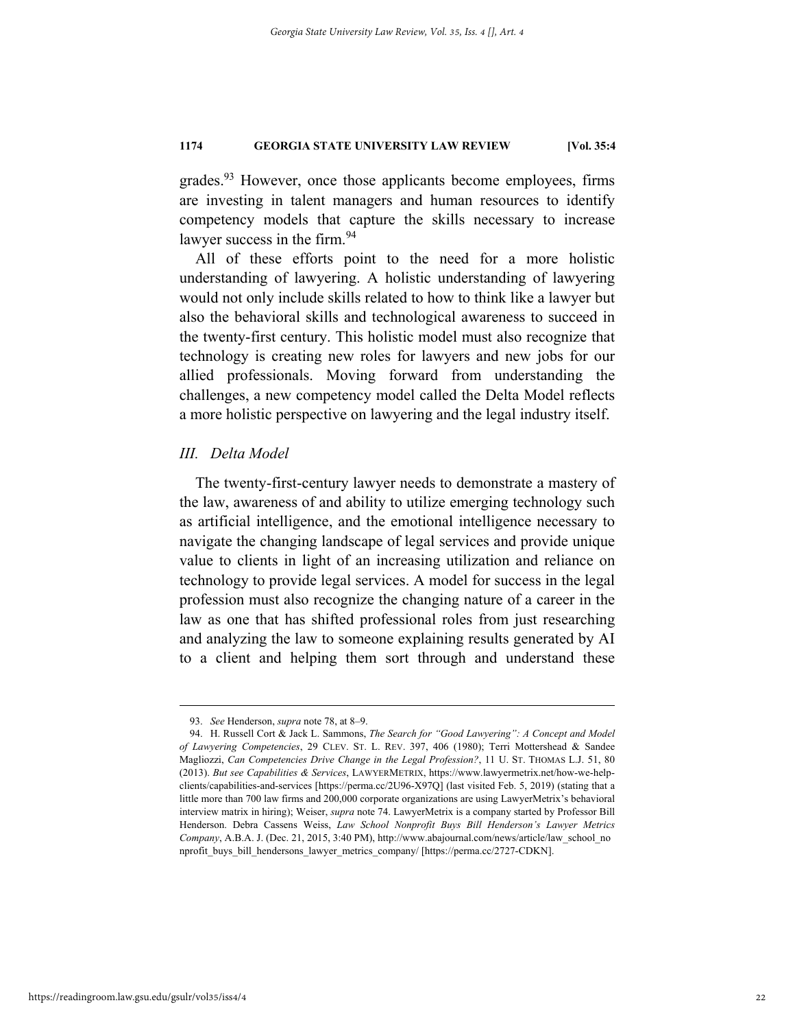grades.[93] However, once those applicants become employees, firms are investing in talent managers and human resources to identify competency models that capture the skills necessary to increase lawyer success in the firm.[94]

All of these efforts point to the need for a more holistic understanding of lawyering. A holistic understanding of lawyering would not only include skills related to how to think like a lawyer but also the behavioral skills and technological awareness to succeed in the twenty-first century. This holistic model must also recognize that technology is creating new roles for lawyers and new jobs for our allied professionals. Moving forward from understanding the challenges, a new competency model called the Delta Model reflects a more holistic perspective on lawyering and the legal industry itself.

## *III. Delta Model*

The twenty-first-century lawyer needs to demonstrate a mastery of the law, awareness of and ability to utilize emerging technology such as artificial intelligence, and the emotional intelligence necessary to navigate the changing landscape of legal services and provide unique value to clients in light of an increasing utilization and reliance on technology to provide legal services. A model for success in the legal profession must also recognize the changing nature of a career in the law as one that has shifted professional roles from just researching and analyzing the law to someone explaining results generated by AI to a client and helping them sort through and understand these

---

93. *See* Henderson, *supra* note 78, at 8–9.

94. H. Russell Cort & Jack L. Sammons, *The Search for "Good Lawyering": A Concept and Model of Lawyering Competencies*, 29 CLEV. ST. L. REV. 397, 406 (1980); Terri Mottershead & Sandee Magliozzi, *Can Competencies Drive Change in the Legal Profession?*, 11 U. ST. THOMAS L.J. 51, 80 (2013). *But see Capabilities & Services*, LAWYERMETRIX, https://www.lawyermetrix.net/how-we-help-clients/capabilities-and-services [https://perma.cc/2U96-X97Q] (last visited Feb. 5, 2019) (stating that a little more than 700 law firms and 200,000 corporate organizations are using LawyerMetrix's behavioral interview matrix in hiring); Weiser, *supra* note 74. LawyerMetrix is a company started by Professor Bill Henderson. Debra Cassens Weiss, *Law School Nonprofit Buys Bill Henderson's Lawyer Metrics Company*, A.B.A. J. (Dec. 21, 2015, 3:40 PM), http://www.abajournal.com/news/article/law_school_nonprofit_buys_bill_hendersons_lawyer_metrics_company/ [https://perma.cc/2727-CDKN].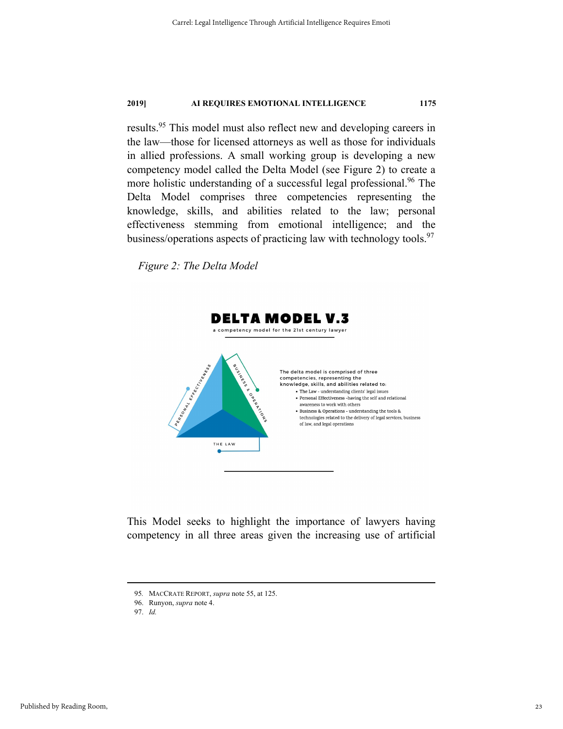results.[95] This model must also reflect new and developing careers in the law—those for licensed attorneys as well as those for individuals in allied professions. A small working group is developing a new competency model called the Delta Model (see Figure 2) to create a more holistic understanding of a successful legal professional.[96] The Delta Model comprises three competencies representing the knowledge, skills, and abilities related to the law; personal effectiveness stemming from emotional intelligence; and the business/operations aspects of practicing law with technology tools.[97]

*Figure 2: The Delta Model*

**DELTA MODEL V.3**

a competency model for the 21st century lawyer

PERSONAL EFFECTIVENESS — BUSINESS & OPERATIONS — THE LAW

The delta model is comprised of three competencies, representing the knowledge, skills, and abilities related to:

- The Law - understanding clients' legal issues
- Personal Effectiveness -having the self and relational awareness to work with others
- Business & Operations - understanding the tools & technologies related to the delivery of legal services, business of law, and legal operations

This Model seeks to highlight the importance of lawyers having competency in all three areas given the increasing use of artificial

---

95. MACCRATE REPORT, *supra* note 55, at 125.

96. Runyon, *supra* note 4.

97. *Id.*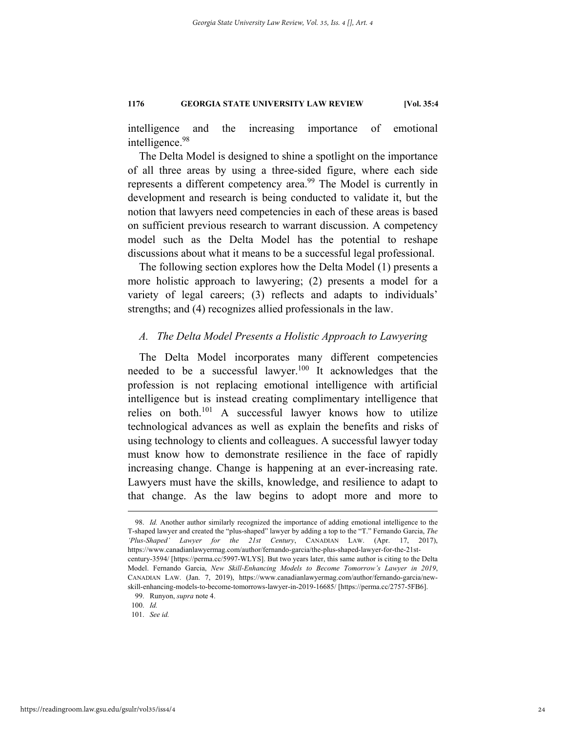intelligence and the increasing importance of emotional intelligence.[98]

The Delta Model is designed to shine a spotlight on the importance of all three areas by using a three-sided figure, where each side represents a different competency area.[99] The Model is currently in development and research is being conducted to validate it, but the notion that lawyers need competencies in each of these areas is based on sufficient previous research to warrant discussion. A competency model such as the Delta Model has the potential to reshape discussions about what it means to be a successful legal professional.

The following section explores how the Delta Model (1) presents a more holistic approach to lawyering; (2) presents a model for a variety of legal careers; (3) reflects and adapts to individuals' strengths; and (4) recognizes allied professionals in the law.

### *A. The Delta Model Presents a Holistic Approach to Lawyering*

The Delta Model incorporates many different competencies needed to be a successful lawyer.[100] It acknowledges that the profession is not replacing emotional intelligence with artificial intelligence but is instead creating complimentary intelligence that relies on both.[101] A successful lawyer knows how to utilize technological advances as well as explain the benefits and risks of using technology to clients and colleagues. A successful lawyer today must know how to demonstrate resilience in the face of rapidly increasing change. Change is happening at an ever-increasing rate. Lawyers must have the skills, knowledge, and resilience to adapt to that change. As the law begins to adopt more and more to

---

98. *Id.* Another author similarly recognized the importance of adding emotional intelligence to the T-shaped lawyer and created the "plus-shaped" lawyer by adding a top to the "T." Fernando Garcia, *The 'Plus-Shaped' Lawyer for the 21st Century*, CANADIAN LAW. (Apr. 17, 2017), https://www.canadianlawyermag.com/author/fernando-garcia/the-plus-shaped-lawyer-for-the-21st-century-3594/ [https://perma.cc/5997-WLYS]. But two years later, this same author is citing to the Delta Model. Fernando Garcia, *New Skill-Enhancing Models to Become Tomorrow's Lawyer in 2019*, CANADIAN LAW. (Jan. 7, 2019), https://www.canadianlawyermag.com/author/fernando-garcia/new-skill-enhancing-models-to-become-tomorrows-lawyer-in-2019-16685/ [https://perma.cc/2757-5FB6].

99. Runyon, *supra* note 4.

100. *Id.*

101. *See id.*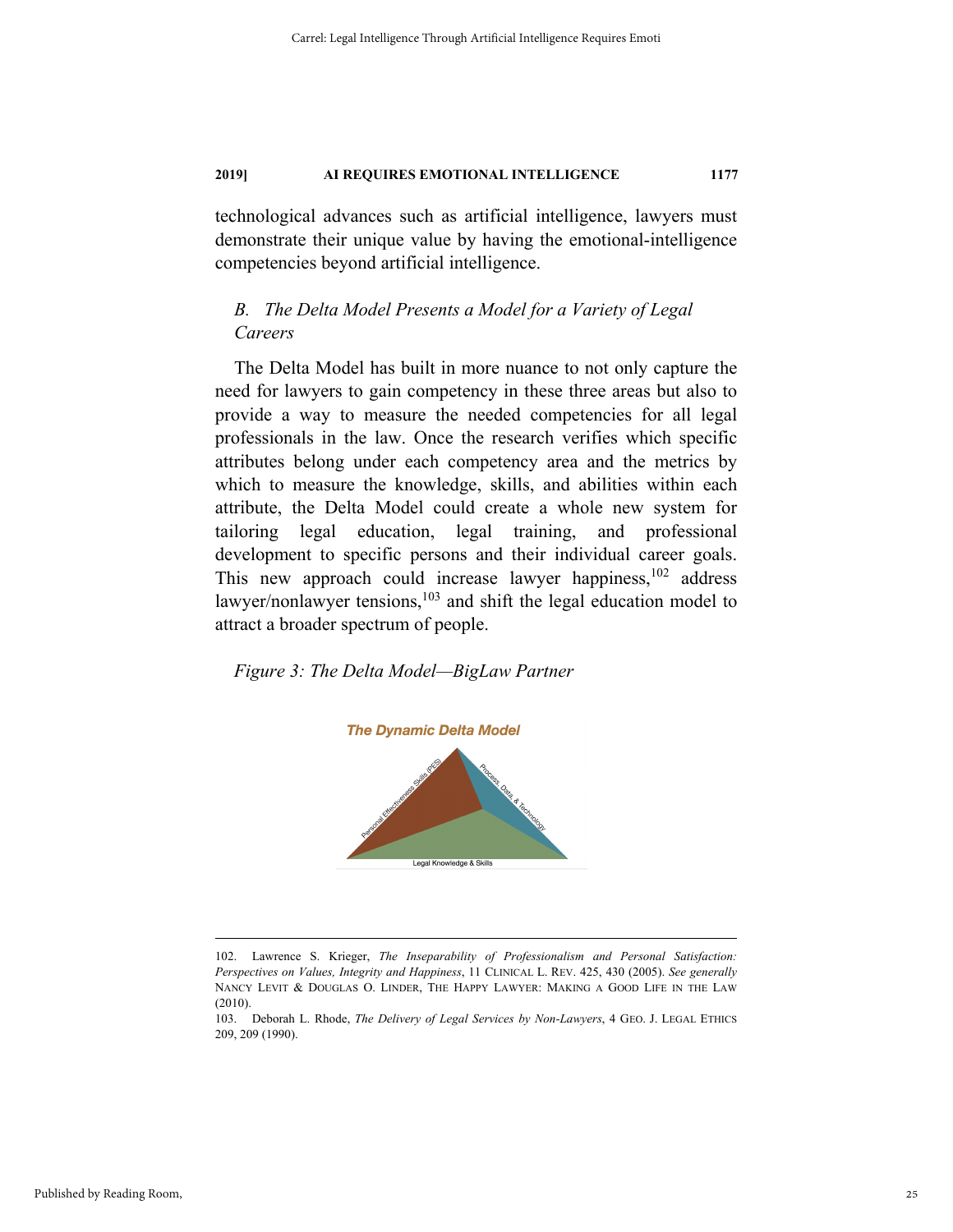technological advances such as artificial intelligence, lawyers must demonstrate their unique value by having the emotional-intelligence competencies beyond artificial intelligence.

### *B. The Delta Model Presents a Model for a Variety of Legal Careers*

The Delta Model has built in more nuance to not only capture the need for lawyers to gain competency in these three areas but also to provide a way to measure the needed competencies for all legal professionals in the law. Once the research verifies which specific attributes belong under each competency area and the metrics by which to measure the knowledge, skills, and abilities within each attribute, the Delta Model could create a whole new system for tailoring legal education, legal training, and professional development to specific persons and their individual career goals. This new approach could increase lawyer happiness,[102] address lawyer/nonlawyer tensions,[103] and shift the legal education model to attract a broader spectrum of people.

*Figure 3: The Delta Model—BigLaw Partner*

The Dynamic Delta Model

Personal Effectiveness Skills (PES)

Process, Data, & Technology

Legal Knowledge & Skills

---

102. Lawrence S. Krieger, *The Inseparability of Professionalism and Personal Satisfaction: Perspectives on Values, Integrity and Happiness*, 11 CLINICAL L. REV. 425, 430 (2005). *See generally* NANCY LEVIT & DOUGLAS O. LINDER, THE HAPPY LAWYER: MAKING A GOOD LIFE IN THE LAW (2010).

103. Deborah L. Rhode, *The Delivery of Legal Services by Non-Lawyers*, 4 GEO. J. LEGAL ETHICS 209, 209 (1990).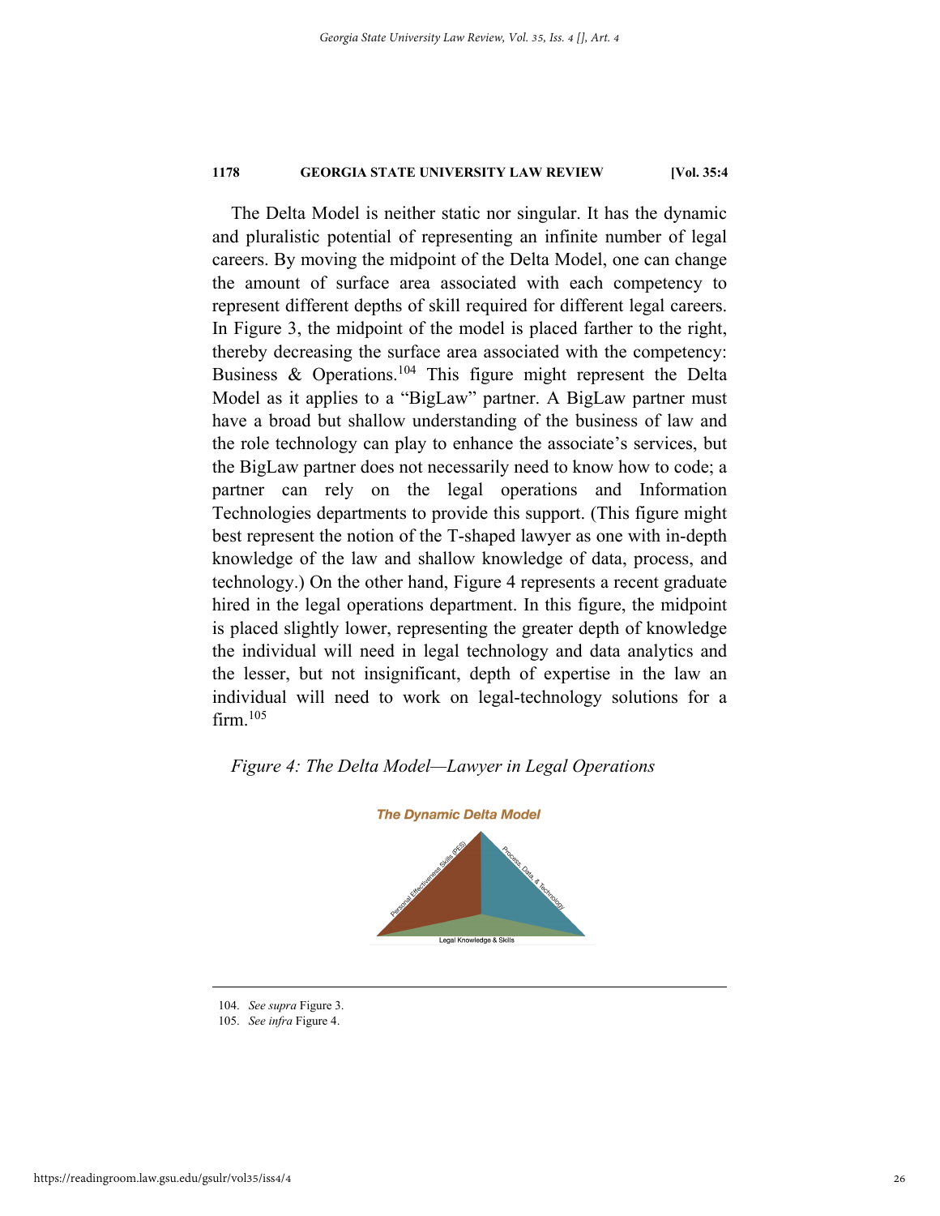The Delta Model is neither static nor singular. It has the dynamic and pluralistic potential of representing an infinite number of legal careers. By moving the midpoint of the Delta Model, one can change the amount of surface area associated with each competency to represent different depths of skill required for different legal careers. In Figure 3, the midpoint of the model is placed farther to the right, thereby decreasing the surface area associated with the competency: Business & Operations.[104] This figure might represent the Delta Model as it applies to a "BigLaw" partner. A BigLaw partner must have a broad but shallow understanding of the business of law and the role technology can play to enhance the associate's services, but the BigLaw partner does not necessarily need to know how to code; a partner can rely on the legal operations and Information Technologies departments to provide this support. (This figure might best represent the notion of the T-shaped lawyer as one with in-depth knowledge of the law and shallow knowledge of data, process, and technology.) On the other hand, Figure 4 represents a recent graduate hired in the legal operations department. In this figure, the midpoint is placed slightly lower, representing the greater depth of knowledge the individual will need in legal technology and data analytics and the lesser, but not insignificant, depth of expertise in the law an individual will need to work on legal-technology solutions for a firm.[105]

*Figure 4: The Delta Model—Lawyer in Legal Operations*

The Dynamic Delta Model

Personal Effectiveness Skills (PES)

Process, Data, & Technology

Legal Knowledge & Skills

---

104. *See supra* Figure 3.

105. *See infra* Figure 4.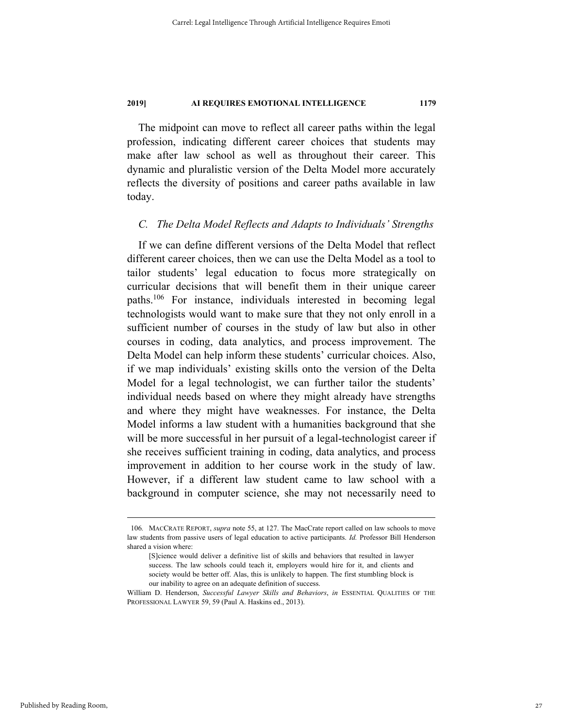The midpoint can move to reflect all career paths within the legal profession, indicating different career choices that students may make after law school as well as throughout their career. This dynamic and pluralistic version of the Delta Model more accurately reflects the diversity of positions and career paths available in law today.

### *C. The Delta Model Reflects and Adapts to Individuals' Strengths*

If we can define different versions of the Delta Model that reflect different career choices, then we can use the Delta Model as a tool to tailor students' legal education to focus more strategically on curricular decisions that will benefit them in their unique career paths.[106] For instance, individuals interested in becoming legal technologists would want to make sure that they not only enroll in a sufficient number of courses in the study of law but also in other courses in coding, data analytics, and process improvement. The Delta Model can help inform these students' curricular choices. Also, if we map individuals' existing skills onto the version of the Delta Model for a legal technologist, we can further tailor the students' individual needs based on where they might already have strengths and where they might have weaknesses. For instance, the Delta Model informs a law student with a humanities background that she will be more successful in her pursuit of a legal-technologist career if she receives sufficient training in coding, data analytics, and process improvement in addition to her course work in the study of law. However, if a different law student came to law school with a background in computer science, she may not necessarily need to

---

106. MACCRATE REPORT, *supra* note 55, at 127. The MacCrate report called on law schools to move law students from passive users of legal education to active participants. *Id.* Professor Bill Henderson shared a vision where:

> [S]cience would deliver a definitive list of skills and behaviors that resulted in lawyer success. The law schools could teach it, employers would hire for it, and clients and society would be better off. Alas, this is unlikely to happen. The first stumbling block is our inability to agree on an adequate definition of success.

William D. Henderson, *Successful Lawyer Skills and Behaviors*, *in* ESSENTIAL QUALITIES OF THE PROFESSIONAL LAWYER 59, 59 (Paul A. Haskins ed., 2013).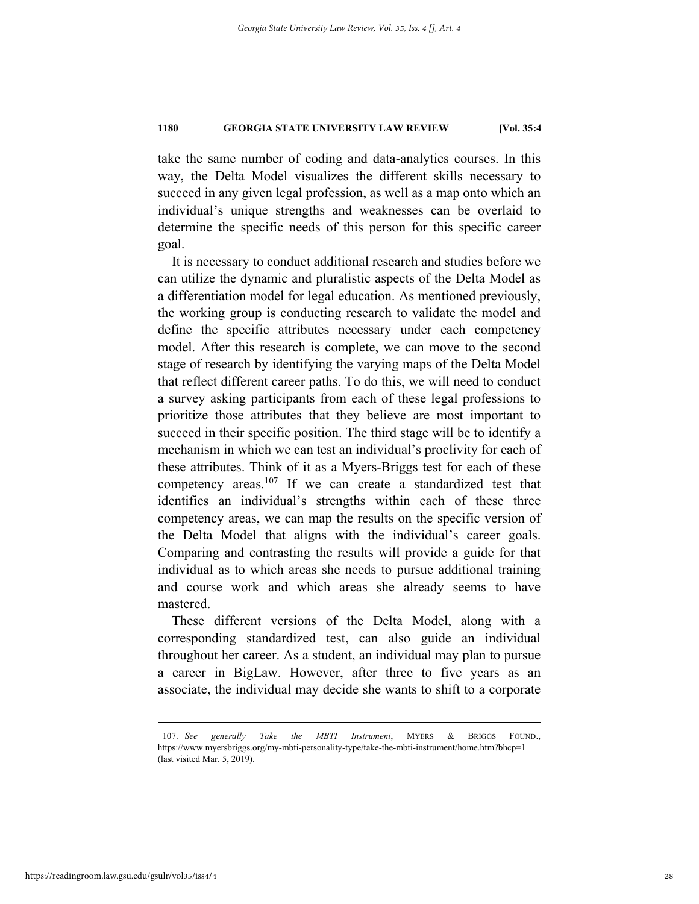take the same number of coding and data-analytics courses. In this way, the Delta Model visualizes the different skills necessary to succeed in any given legal profession, as well as a map onto which an individual's unique strengths and weaknesses can be overlaid to determine the specific needs of this person for this specific career goal.

It is necessary to conduct additional research and studies before we can utilize the dynamic and pluralistic aspects of the Delta Model as a differentiation model for legal education. As mentioned previously, the working group is conducting research to validate the model and define the specific attributes necessary under each competency model. After this research is complete, we can move to the second stage of research by identifying the varying maps of the Delta Model that reflect different career paths. To do this, we will need to conduct a survey asking participants from each of these legal professions to prioritize those attributes that they believe are most important to succeed in their specific position. The third stage will be to identify a mechanism in which we can test an individual's proclivity for each of these attributes. Think of it as a Myers-Briggs test for each of these competency areas.[107] If we can create a standardized test that identifies an individual's strengths within each of these three competency areas, we can map the results on the specific version of the Delta Model that aligns with the individual's career goals. Comparing and contrasting the results will provide a guide for that individual as to which areas she needs to pursue additional training and course work and which areas she already seems to have mastered.

These different versions of the Delta Model, along with a corresponding standardized test, can also guide an individual throughout her career. As a student, an individual may plan to pursue a career in BigLaw. However, after three to five years as an associate, the individual may decide she wants to shift to a corporate

---

107. *See generally Take the MBTI Instrument*, MYERS & BRIGGS FOUND., https://www.myersbriggs.org/my-mbti-personality-type/take-the-mbti-instrument/home.htm?bhcp=1 (last visited Mar. 5, 2019).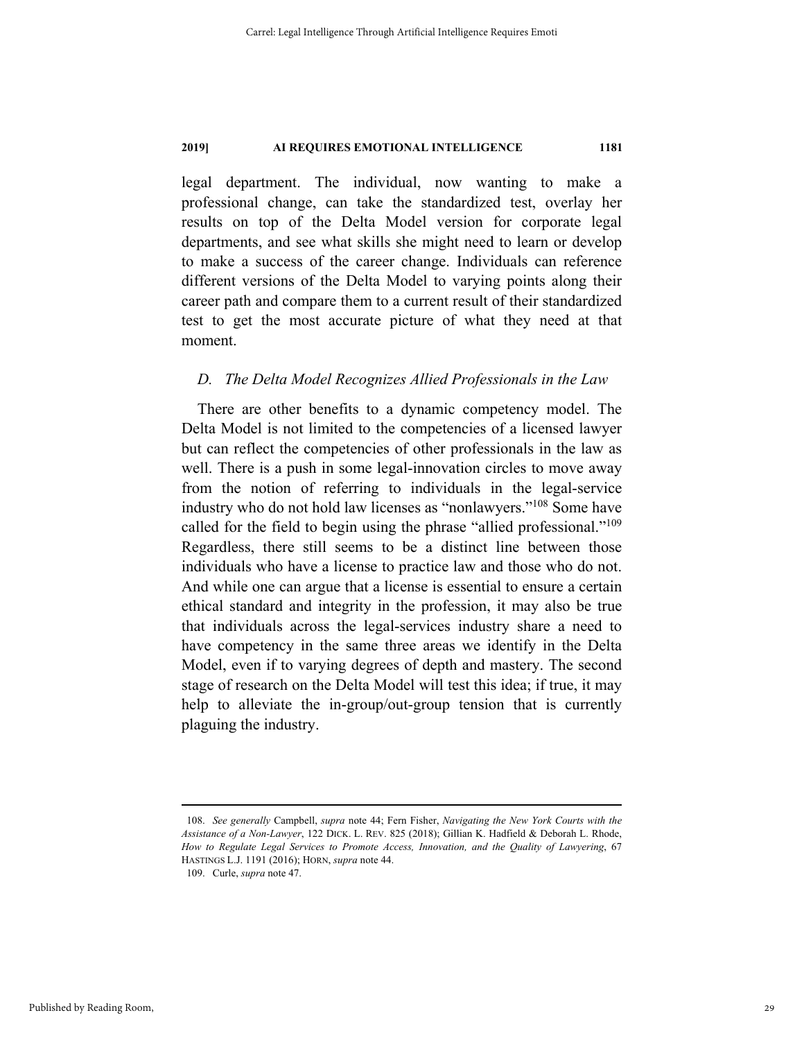legal department. The individual, now wanting to make a professional change, can take the standardized test, overlay her results on top of the Delta Model version for corporate legal departments, and see what skills she might need to learn or develop to make a success of the career change. Individuals can reference different versions of the Delta Model to varying points along their career path and compare them to a current result of their standardized test to get the most accurate picture of what they need at that moment.

### *D. The Delta Model Recognizes Allied Professionals in the Law*

There are other benefits to a dynamic competency model. The Delta Model is not limited to the competencies of a licensed lawyer but can reflect the competencies of other professionals in the law as well. There is a push in some legal-innovation circles to move away from the notion of referring to individuals in the legal-service industry who do not hold law licenses as "nonlawyers."[108] Some have called for the field to begin using the phrase "allied professional."[109] Regardless, there still seems to be a distinct line between those individuals who have a license to practice law and those who do not. And while one can argue that a license is essential to ensure a certain ethical standard and integrity in the profession, it may also be true that individuals across the legal-services industry share a need to have competency in the same three areas we identify in the Delta Model, even if to varying degrees of depth and mastery. The second stage of research on the Delta Model will test this idea; if true, it may help to alleviate the in-group/out-group tension that is currently plaguing the industry.

---

108. *See generally* Campbell, *supra* note 44; Fern Fisher, *Navigating the New York Courts with the Assistance of a Non-Lawyer*, 122 DICK. L. REV. 825 (2018); Gillian K. Hadfield & Deborah L. Rhode, *How to Regulate Legal Services to Promote Access, Innovation, and the Quality of Lawyering*, 67 HASTINGS L.J. 1191 (2016); HORN, *supra* note 44.

109. Curle, *supra* note 47.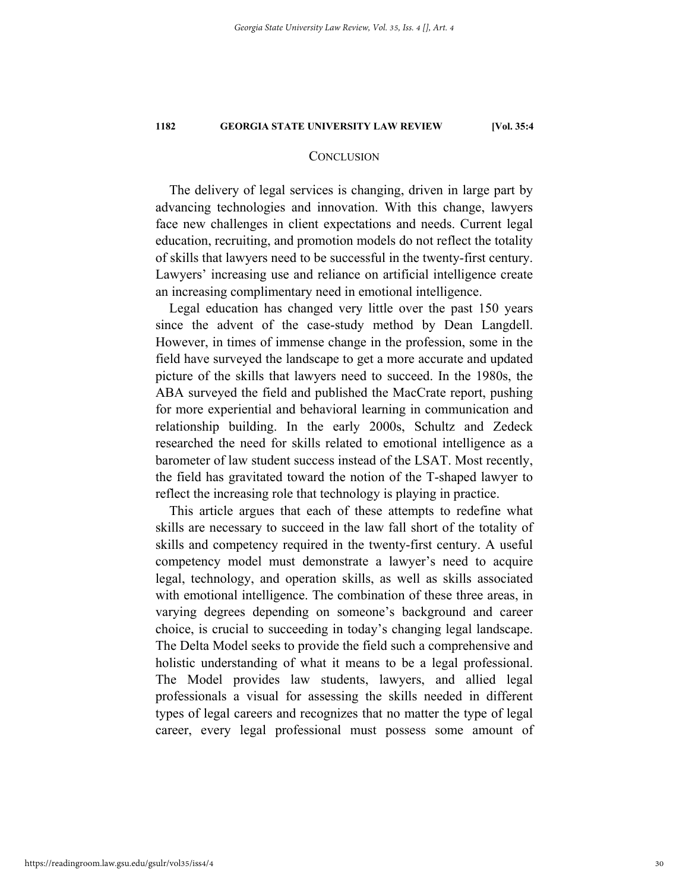## CONCLUSION

The delivery of legal services is changing, driven in large part by advancing technologies and innovation. With this change, lawyers face new challenges in client expectations and needs. Current legal education, recruiting, and promotion models do not reflect the totality of skills that lawyers need to be successful in the twenty-first century. Lawyers' increasing use and reliance on artificial intelligence create an increasing complimentary need in emotional intelligence.

Legal education has changed very little over the past 150 years since the advent of the case-study method by Dean Langdell. However, in times of immense change in the profession, some in the field have surveyed the landscape to get a more accurate and updated picture of the skills that lawyers need to succeed. In the 1980s, the ABA surveyed the field and published the MacCrate report, pushing for more experiential and behavioral learning in communication and relationship building. In the early 2000s, Schultz and Zedeck researched the need for skills related to emotional intelligence as a barometer of law student success instead of the LSAT. Most recently, the field has gravitated toward the notion of the T-shaped lawyer to reflect the increasing role that technology is playing in practice.

This article argues that each of these attempts to redefine what skills are necessary to succeed in the law fall short of the totality of skills and competency required in the twenty-first century. A useful competency model must demonstrate a lawyer's need to acquire legal, technology, and operation skills, as well as skills associated with emotional intelligence. The combination of these three areas, in varying degrees depending on someone's background and career choice, is crucial to succeeding in today's changing legal landscape. The Delta Model seeks to provide the field such a comprehensive and holistic understanding of what it means to be a legal professional. The Model provides law students, lawyers, and allied legal professionals a visual for assessing the skills needed in different types of legal careers and recognizes that no matter the type of legal career, every legal professional must possess some amount of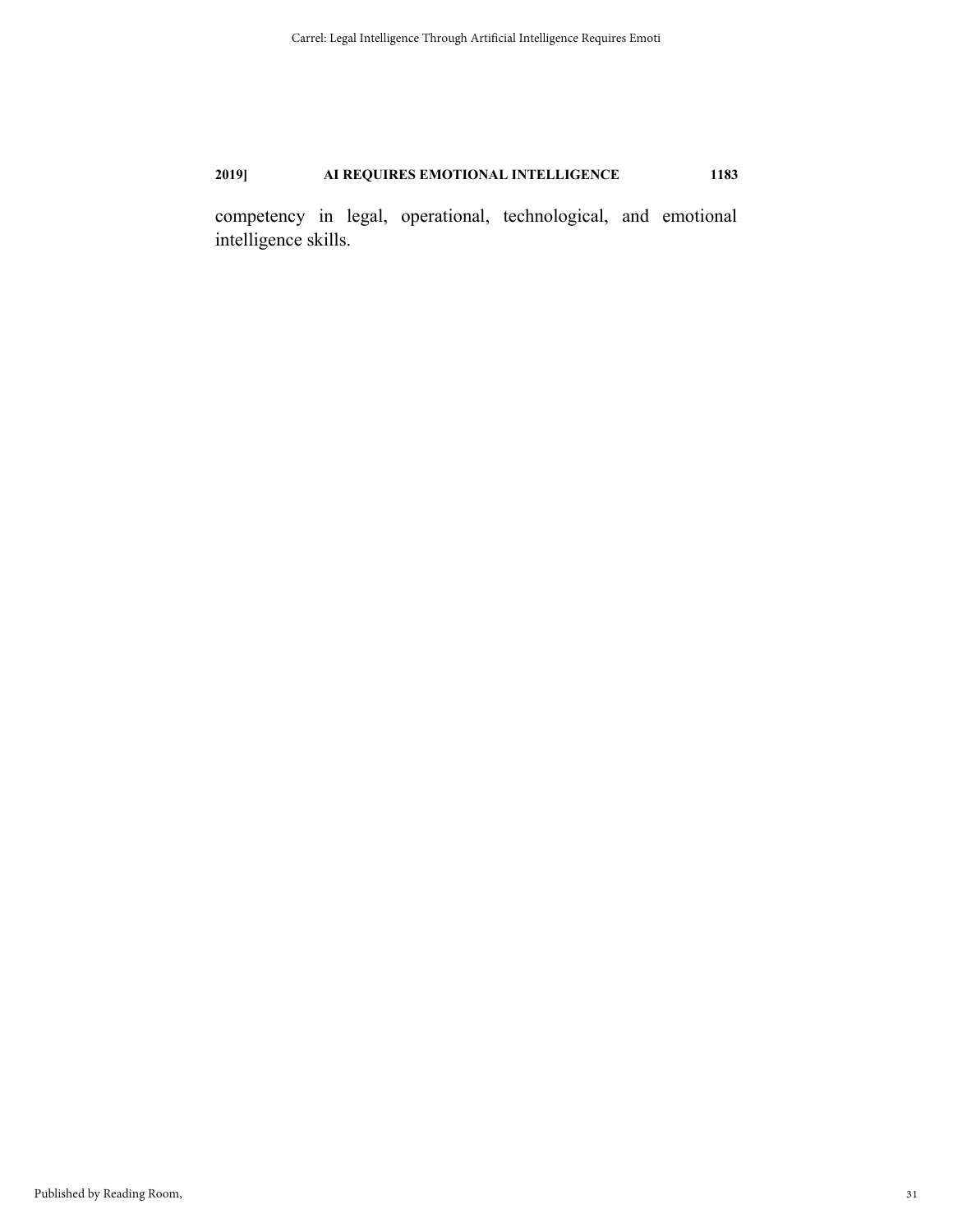competency in legal, operational, technological, and emotional intelligence skills.